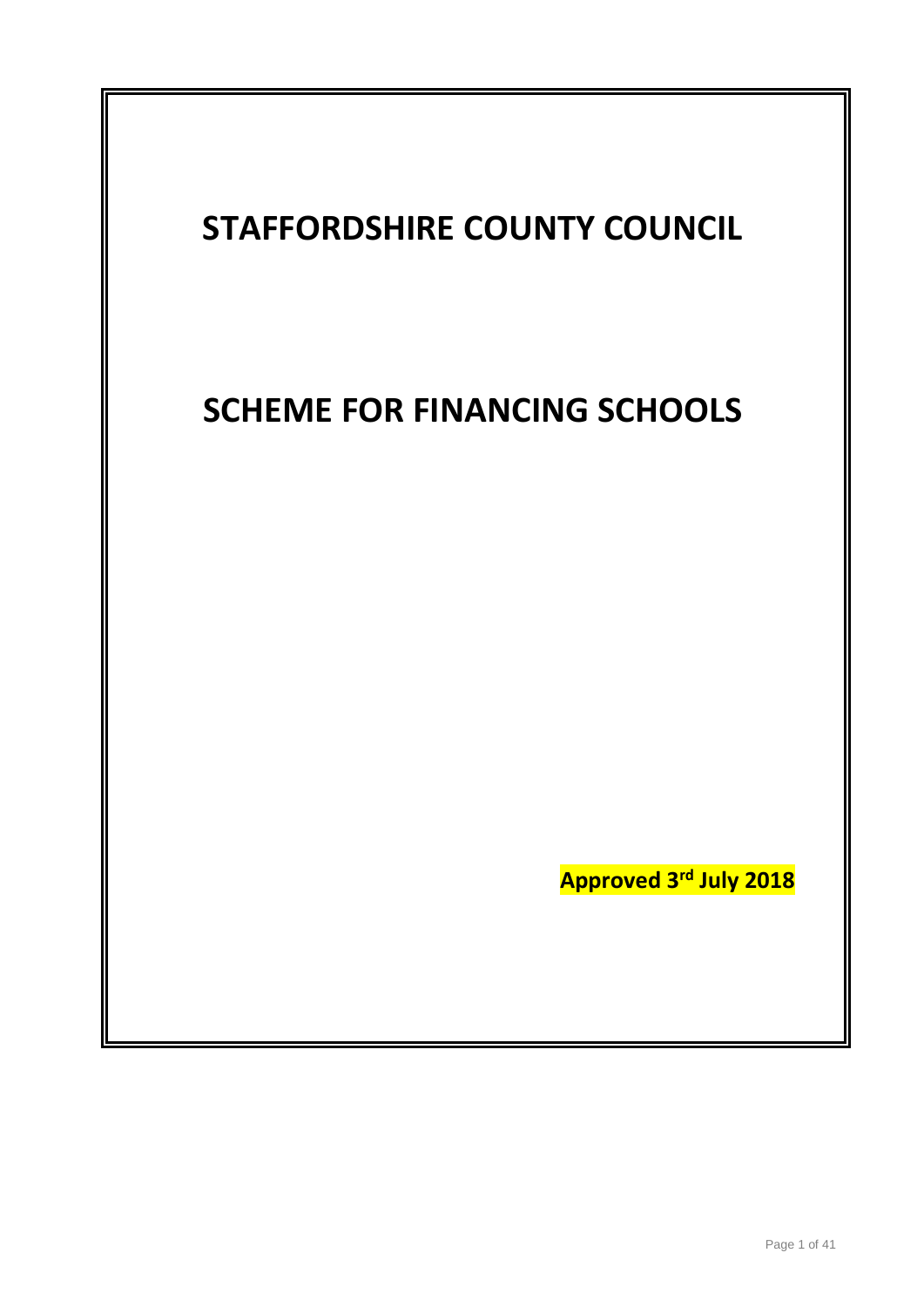# STAFFORDSHIRE COUNTY COUNCIL

# SCHEME FOR FINANCING SCHOOLS

**Approved 3rd July 2018**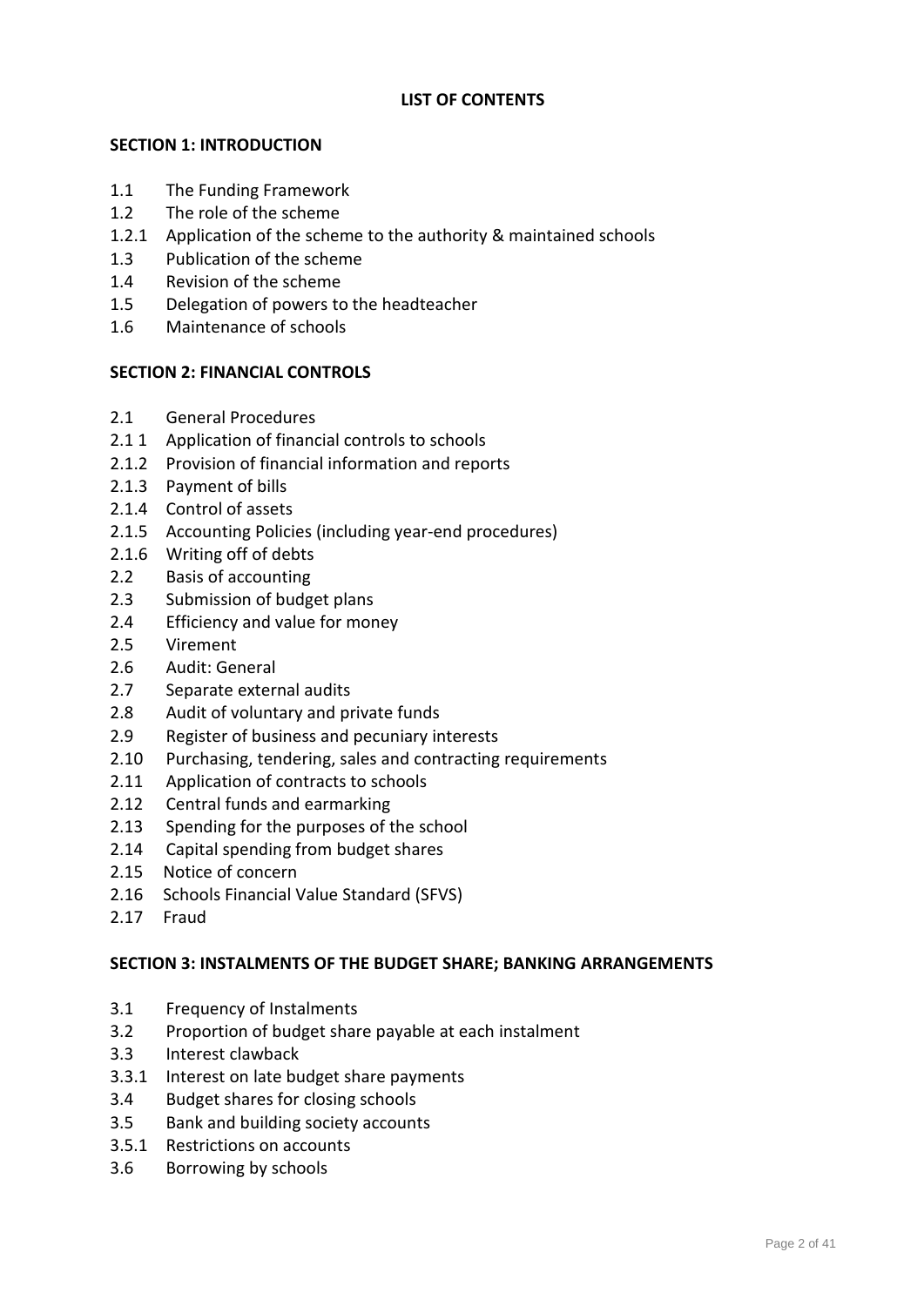**LIST OF CONTENTS**

**SECTION 1: INTRODUCTION**

1.1 The Funding Framework
1.2 The role of the scheme
1.2.1 Application of the scheme to the authority & maintained schools
1.3 Publication of the scheme
1.4 Revision of the scheme
1.5 Delegation of powers to the headteacher
1.6 Maintenance of schools

**SECTION 2: FINANCIAL CONTROLS**

2.1 General Procedures
2.1 1 Application of financial controls to schools
2.1.2 Provision of financial information and reports
2.1.3 Payment of bills
2.1.4 Control of assets
2.1.5 Accounting Policies (including year-end procedures)
2.1.6 Writing off of debts
2.2 Basis of accounting
2.3 Submission of budget plans
2.4 Efficiency and value for money
2.5 Virement
2.6 Audit: General
2.7 Separate external audits
2.8 Audit of voluntary and private funds
2.9 Register of business and pecuniary interests
2.10 Purchasing, tendering, sales and contracting requirements
2.11 Application of contracts to schools
2.12 Central funds and earmarking
2.13 Spending for the purposes of the school
2.14 Capital spending from budget shares
2.15 Notice of concern
2.16 Schools Financial Value Standard (SFVS)
2.17 Fraud

**SECTION 3: INSTALMENTS OF THE BUDGET SHARE; BANKING ARRANGEMENTS**

3.1 Frequency of Instalments
3.2 Proportion of budget share payable at each instalment
3.3 Interest clawback
3.3.1 Interest on late budget share payments
3.4 Budget shares for closing schools
3.5 Bank and building society accounts
3.5.1 Restrictions on accounts
3.6 Borrowing by schools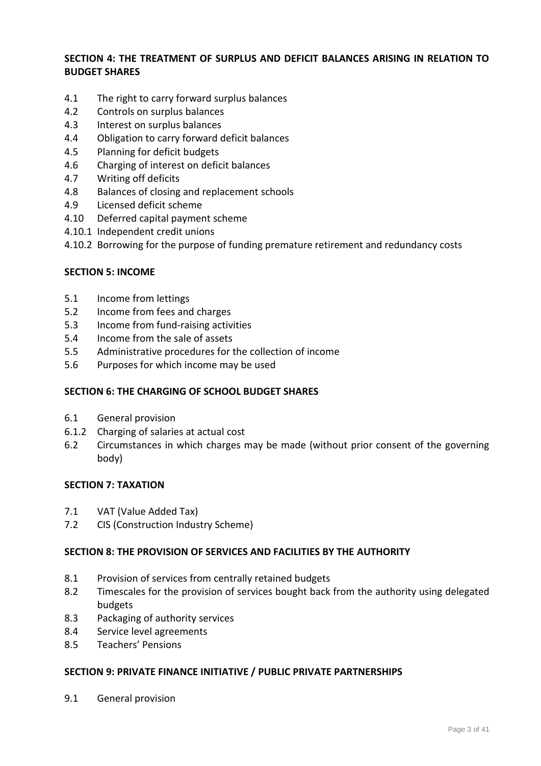**SECTION 4: THE TREATMENT OF SURPLUS AND DEFICIT BALANCES ARISING IN RELATION TO BUDGET SHARES**

4.1 The right to carry forward surplus balances
4.2 Controls on surplus balances
4.3 Interest on surplus balances
4.4 Obligation to carry forward deficit balances
4.5 Planning for deficit budgets
4.6 Charging of interest on deficit balances
4.7 Writing off deficits
4.8 Balances of closing and replacement schools
4.9 Licensed deficit scheme
4.10 Deferred capital payment scheme
4.10.1 Independent credit unions
4.10.2 Borrowing for the purpose of funding premature retirement and redundancy costs

**SECTION 5: INCOME**

5.1 Income from lettings
5.2 Income from fees and charges
5.3 Income from fund-raising activities
5.4 Income from the sale of assets
5.5 Administrative procedures for the collection of income
5.6 Purposes for which income may be used

**SECTION 6: THE CHARGING OF SCHOOL BUDGET SHARES**

6.1 General provision
6.1.2 Charging of salaries at actual cost
6.2 Circumstances in which charges may be made (without prior consent of the governing body)

**SECTION 7: TAXATION**

7.1 VAT (Value Added Tax)
7.2 CIS (Construction Industry Scheme)

**SECTION 8: THE PROVISION OF SERVICES AND FACILITIES BY THE AUTHORITY**

8.1 Provision of services from centrally retained budgets
8.2 Timescales for the provision of services bought back from the authority using delegated budgets
8.3 Packaging of authority services
8.4 Service level agreements
8.5 Teachers' Pensions

**SECTION 9: PRIVATE FINANCE INITIATIVE / PUBLIC PRIVATE PARTNERSHIPS**

9.1 General provision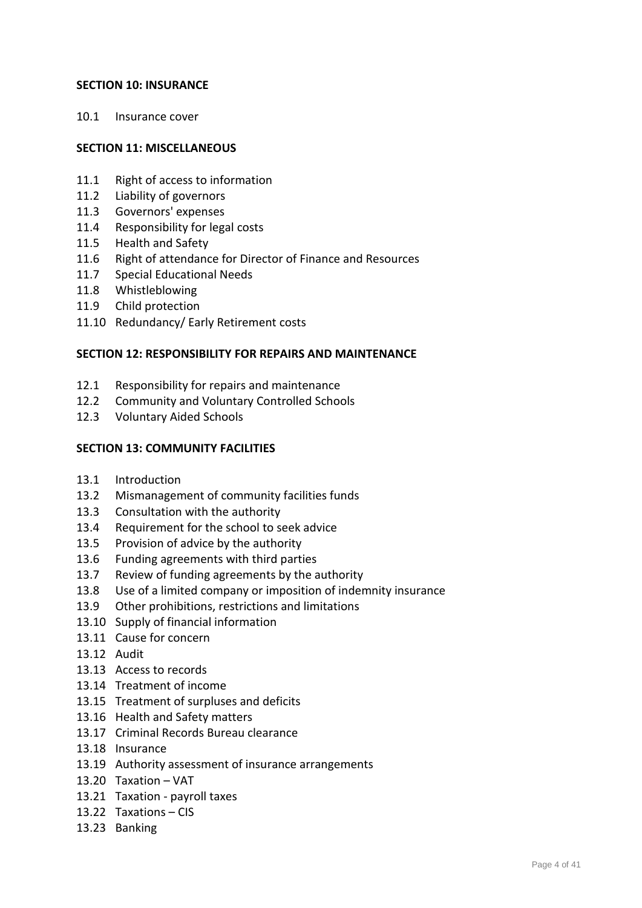**SECTION 10: INSURANCE**

10.1 Insurance cover

**SECTION 11: MISCELLANEOUS**

11.1 Right of access to information
11.2 Liability of governors
11.3 Governors' expenses
11.4 Responsibility for legal costs
11.5 Health and Safety
11.6 Right of attendance for Director of Finance and Resources
11.7 Special Educational Needs
11.8 Whistleblowing
11.9 Child protection
11.10 Redundancy/ Early Retirement costs

**SECTION 12: RESPONSIBILITY FOR REPAIRS AND MAINTENANCE**

12.1 Responsibility for repairs and maintenance
12.2 Community and Voluntary Controlled Schools
12.3 Voluntary Aided Schools

**SECTION 13: COMMUNITY FACILITIES**

13.1 Introduction
13.2 Mismanagement of community facilities funds
13.3 Consultation with the authority
13.4 Requirement for the school to seek advice
13.5 Provision of advice by the authority
13.6 Funding agreements with third parties
13.7 Review of funding agreements by the authority
13.8 Use of a limited company or imposition of indemnity insurance
13.9 Other prohibitions, restrictions and limitations
13.10 Supply of financial information
13.11 Cause for concern
13.12 Audit
13.13 Access to records
13.14 Treatment of income
13.15 Treatment of surpluses and deficits
13.16 Health and Safety matters
13.17 Criminal Records Bureau clearance
13.18 Insurance
13.19 Authority assessment of insurance arrangements
13.20 Taxation – VAT
13.21 Taxation - payroll taxes
13.22 Taxations – CIS
13.23 Banking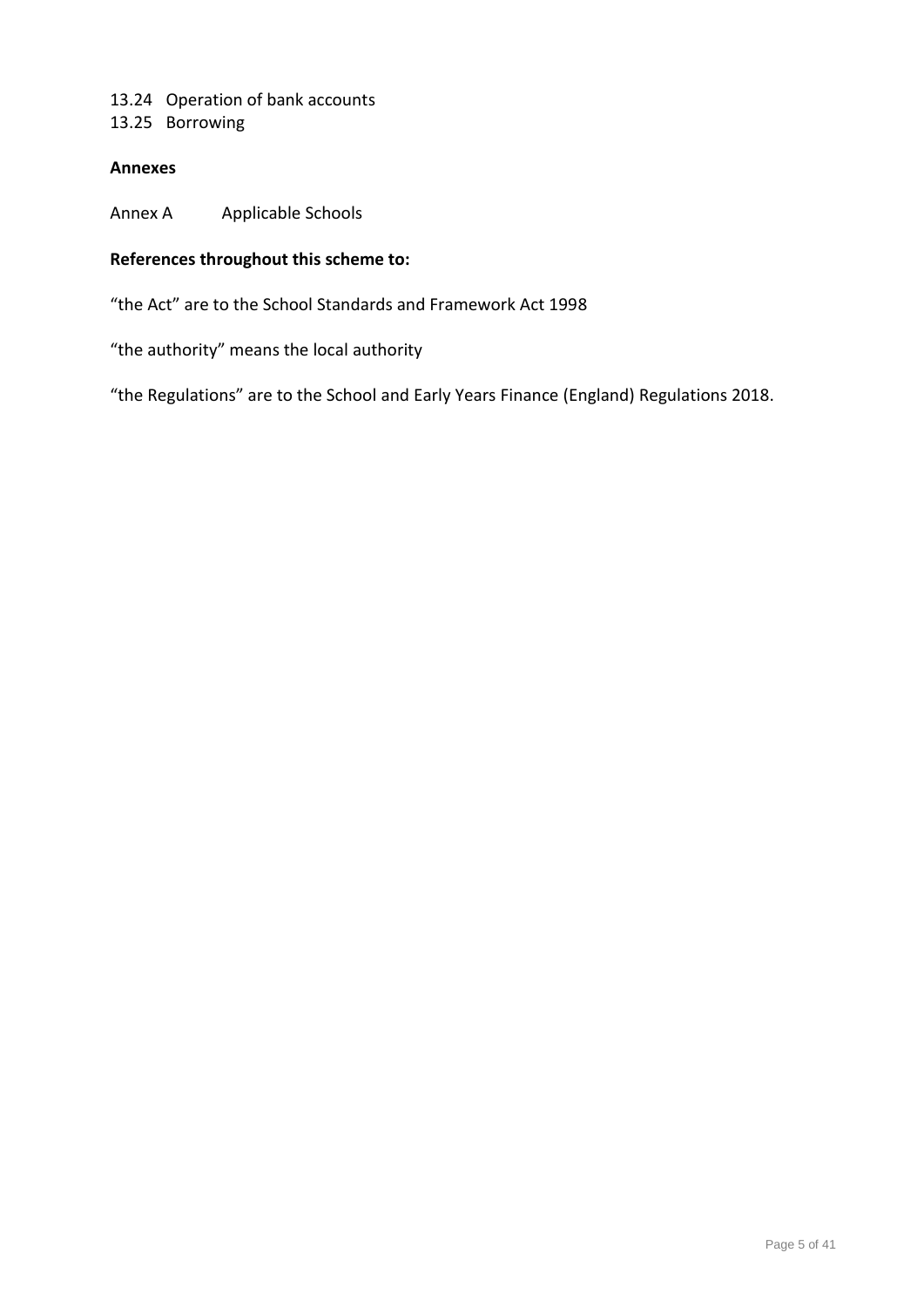13.24 Operation of bank accounts
13.25 Borrowing

**Annexes**

Annex A Applicable Schools

**References throughout this scheme to:**

"the Act" are to the School Standards and Framework Act 1998

"the authority" means the local authority

"the Regulations" are to the School and Early Years Finance (England) Regulations 2018.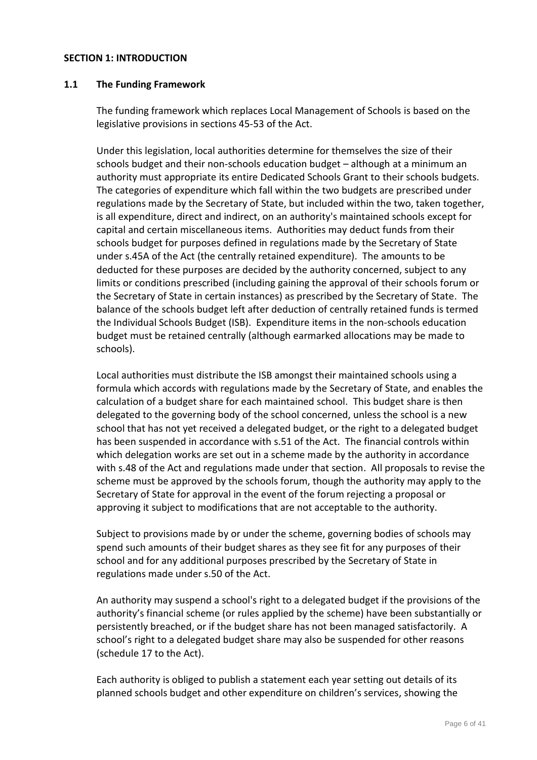## SECTION 1: INTRODUCTION

### 1.1 The Funding Framework

The funding framework which replaces Local Management of Schools is based on the legislative provisions in sections 45-53 of the Act.

Under this legislation, local authorities determine for themselves the size of their schools budget and their non-schools education budget – although at a minimum an authority must appropriate its entire Dedicated Schools Grant to their schools budgets. The categories of expenditure which fall within the two budgets are prescribed under regulations made by the Secretary of State, but included within the two, taken together, is all expenditure, direct and indirect, on an authority's maintained schools except for capital and certain miscellaneous items. Authorities may deduct funds from their schools budget for purposes defined in regulations made by the Secretary of State under s.45A of the Act (the centrally retained expenditure). The amounts to be deducted for these purposes are decided by the authority concerned, subject to any limits or conditions prescribed (including gaining the approval of their schools forum or the Secretary of State in certain instances) as prescribed by the Secretary of State. The balance of the schools budget left after deduction of centrally retained funds is termed the Individual Schools Budget (ISB). Expenditure items in the non-schools education budget must be retained centrally (although earmarked allocations may be made to schools).

Local authorities must distribute the ISB amongst their maintained schools using a formula which accords with regulations made by the Secretary of State, and enables the calculation of a budget share for each maintained school. This budget share is then delegated to the governing body of the school concerned, unless the school is a new school that has not yet received a delegated budget, or the right to a delegated budget has been suspended in accordance with s.51 of the Act. The financial controls within which delegation works are set out in a scheme made by the authority in accordance with s.48 of the Act and regulations made under that section. All proposals to revise the scheme must be approved by the schools forum, though the authority may apply to the Secretary of State for approval in the event of the forum rejecting a proposal or approving it subject to modifications that are not acceptable to the authority.

Subject to provisions made by or under the scheme, governing bodies of schools may spend such amounts of their budget shares as they see fit for any purposes of their school and for any additional purposes prescribed by the Secretary of State in regulations made under s.50 of the Act.

An authority may suspend a school's right to a delegated budget if the provisions of the authority's financial scheme (or rules applied by the scheme) have been substantially or persistently breached, or if the budget share has not been managed satisfactorily. A school's right to a delegated budget share may also be suspended for other reasons (schedule 17 to the Act).

Each authority is obliged to publish a statement each year setting out details of its planned schools budget and other expenditure on children's services, showing the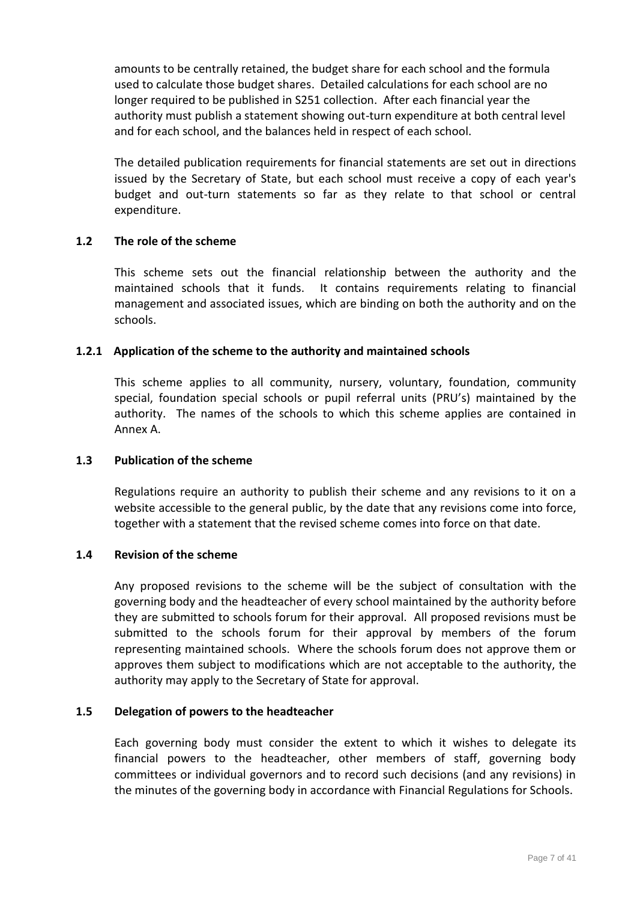amounts to be centrally retained, the budget share for each school and the formula used to calculate those budget shares. Detailed calculations for each school are no longer required to be published in S251 collection. After each financial year the authority must publish a statement showing out-turn expenditure at both central level and for each school, and the balances held in respect of each school.

The detailed publication requirements for financial statements are set out in directions issued by the Secretary of State, but each school must receive a copy of each year's budget and out-turn statements so far as they relate to that school or central expenditure.

### 1.2 The role of the scheme

This scheme sets out the financial relationship between the authority and the maintained schools that it funds. It contains requirements relating to financial management and associated issues, which are binding on both the authority and on the schools.

#### 1.2.1 Application of the scheme to the authority and maintained schools

This scheme applies to all community, nursery, voluntary, foundation, community special, foundation special schools or pupil referral units (PRU's) maintained by the authority. The names of the schools to which this scheme applies are contained in Annex A.

### 1.3 Publication of the scheme

Regulations require an authority to publish their scheme and any revisions to it on a website accessible to the general public, by the date that any revisions come into force, together with a statement that the revised scheme comes into force on that date.

### 1.4 Revision of the scheme

Any proposed revisions to the scheme will be the subject of consultation with the governing body and the headteacher of every school maintained by the authority before they are submitted to schools forum for their approval. All proposed revisions must be submitted to the schools forum for their approval by members of the forum representing maintained schools. Where the schools forum does not approve them or approves them subject to modifications which are not acceptable to the authority, the authority may apply to the Secretary of State for approval.

### 1.5 Delegation of powers to the headteacher

Each governing body must consider the extent to which it wishes to delegate its financial powers to the headteacher, other members of staff, governing body committees or individual governors and to record such decisions (and any revisions) in the minutes of the governing body in accordance with Financial Regulations for Schools.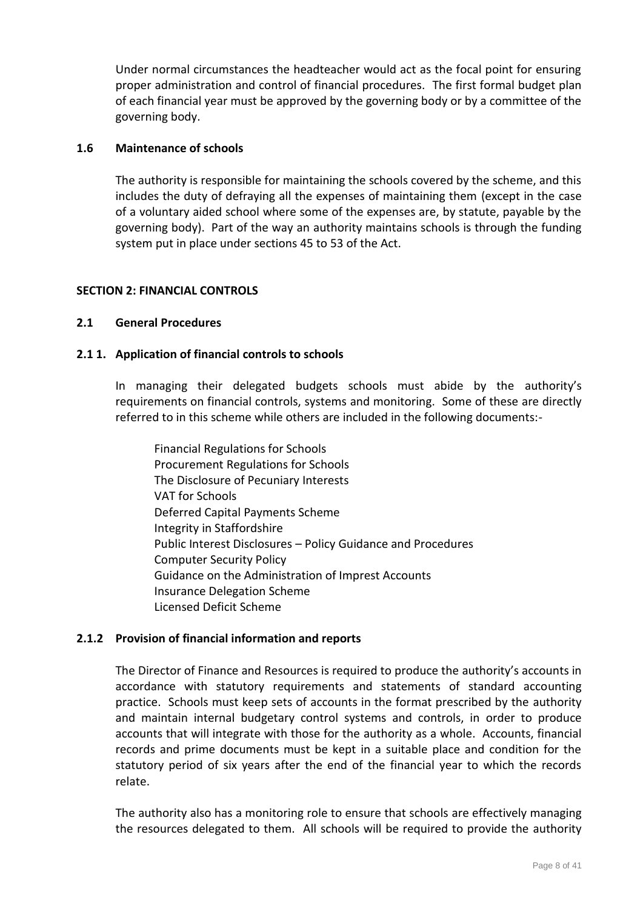Under normal circumstances the headteacher would act as the focal point for ensuring proper administration and control of financial procedures. The first formal budget plan of each financial year must be approved by the governing body or by a committee of the governing body.

### 1.6 Maintenance of schools

The authority is responsible for maintaining the schools covered by the scheme, and this includes the duty of defraying all the expenses of maintaining them (except in the case of a voluntary aided school where some of the expenses are, by statute, payable by the governing body). Part of the way an authority maintains schools is through the funding system put in place under sections 45 to 53 of the Act.

## SECTION 2: FINANCIAL CONTROLS

### 2.1 General Procedures

#### 2.1 1. Application of financial controls to schools

In managing their delegated budgets schools must abide by the authority's requirements on financial controls, systems and monitoring. Some of these are directly referred to in this scheme while others are included in the following documents:-

Financial Regulations for Schools
Procurement Regulations for Schools
The Disclosure of Pecuniary Interests
VAT for Schools
Deferred Capital Payments Scheme
Integrity in Staffordshire
Public Interest Disclosures – Policy Guidance and Procedures
Computer Security Policy
Guidance on the Administration of Imprest Accounts
Insurance Delegation Scheme
Licensed Deficit Scheme

#### 2.1.2 Provision of financial information and reports

The Director of Finance and Resources is required to produce the authority's accounts in accordance with statutory requirements and statements of standard accounting practice. Schools must keep sets of accounts in the format prescribed by the authority and maintain internal budgetary control systems and controls, in order to produce accounts that will integrate with those for the authority as a whole. Accounts, financial records and prime documents must be kept in a suitable place and condition for the statutory period of six years after the end of the financial year to which the records relate.

The authority also has a monitoring role to ensure that schools are effectively managing the resources delegated to them. All schools will be required to provide the authority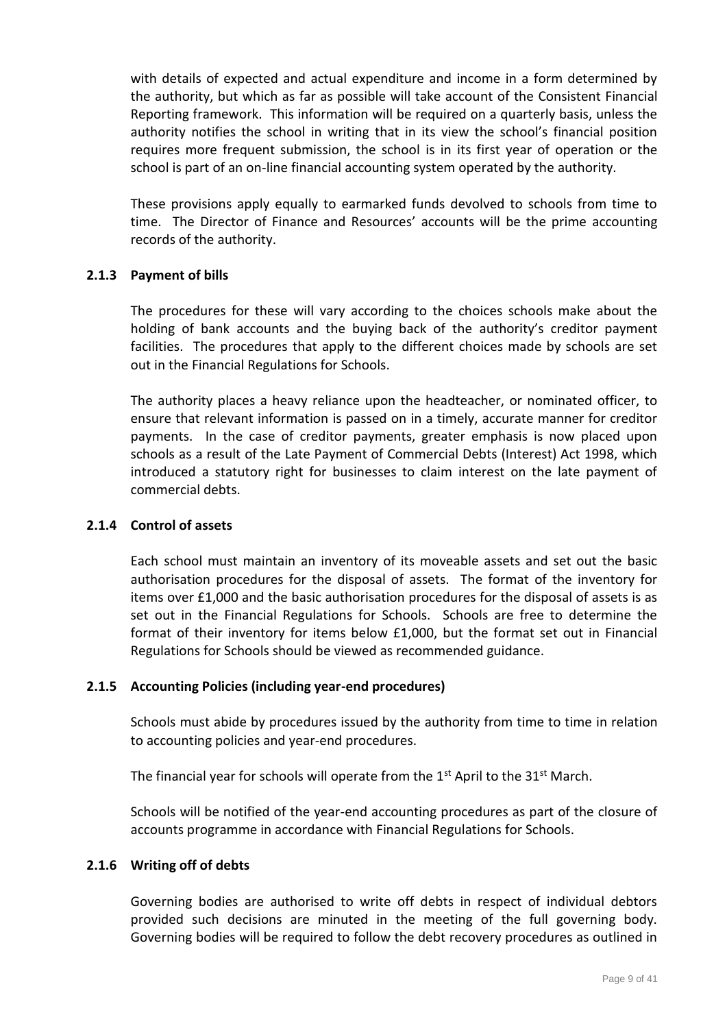with details of expected and actual expenditure and income in a form determined by the authority, but which as far as possible will take account of the Consistent Financial Reporting framework. This information will be required on a quarterly basis, unless the authority notifies the school in writing that in its view the school's financial position requires more frequent submission, the school is in its first year of operation or the school is part of an on-line financial accounting system operated by the authority.

These provisions apply equally to earmarked funds devolved to schools from time to time. The Director of Finance and Resources' accounts will be the prime accounting records of the authority.

### 2.1.3 Payment of bills

The procedures for these will vary according to the choices schools make about the holding of bank accounts and the buying back of the authority's creditor payment facilities. The procedures that apply to the different choices made by schools are set out in the Financial Regulations for Schools.

The authority places a heavy reliance upon the headteacher, or nominated officer, to ensure that relevant information is passed on in a timely, accurate manner for creditor payments. In the case of creditor payments, greater emphasis is now placed upon schools as a result of the Late Payment of Commercial Debts (Interest) Act 1998, which introduced a statutory right for businesses to claim interest on the late payment of commercial debts.

### 2.1.4 Control of assets

Each school must maintain an inventory of its moveable assets and set out the basic authorisation procedures for the disposal of assets. The format of the inventory for items over £1,000 and the basic authorisation procedures for the disposal of assets is as set out in the Financial Regulations for Schools. Schools are free to determine the format of their inventory for items below £1,000, but the format set out in Financial Regulations for Schools should be viewed as recommended guidance.

### 2.1.5 Accounting Policies (including year-end procedures)

Schools must abide by procedures issued by the authority from time to time in relation to accounting policies and year-end procedures.

The financial year for schools will operate from the 1st April to the 31st March.

Schools will be notified of the year-end accounting procedures as part of the closure of accounts programme in accordance with Financial Regulations for Schools.

### 2.1.6 Writing off of debts

Governing bodies are authorised to write off debts in respect of individual debtors provided such decisions are minuted in the meeting of the full governing body. Governing bodies will be required to follow the debt recovery procedures as outlined in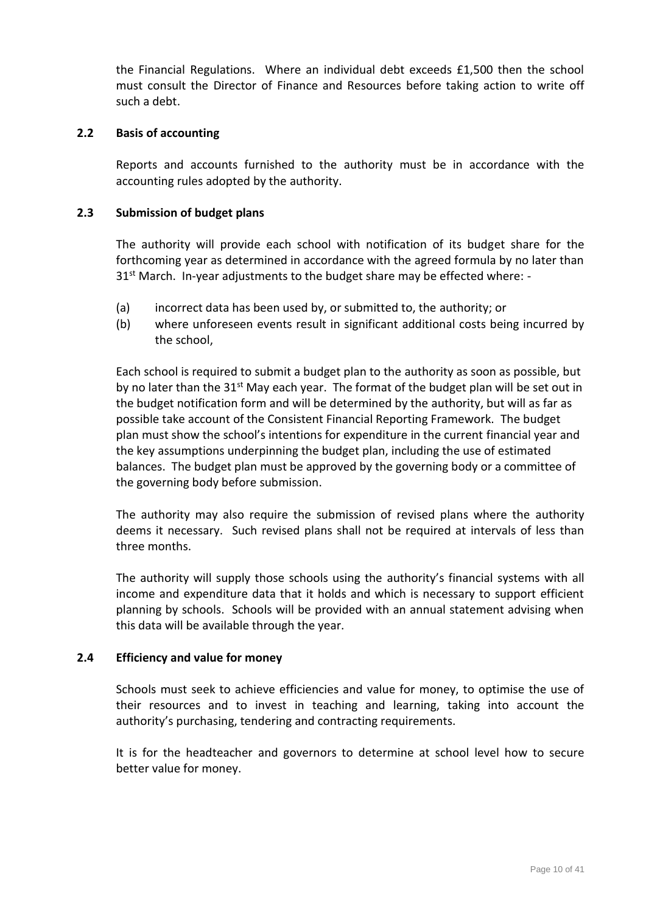the Financial Regulations. Where an individual debt exceeds £1,500 then the school must consult the Director of Finance and Resources before taking action to write off such a debt.

### 2.2 Basis of accounting

Reports and accounts furnished to the authority must be in accordance with the accounting rules adopted by the authority.

### 2.3 Submission of budget plans

The authority will provide each school with notification of its budget share for the forthcoming year as determined in accordance with the agreed formula by no later than 31st March. In-year adjustments to the budget share may be effected where: -

(a) incorrect data has been used by, or submitted to, the authority; or
(b) where unforeseen events result in significant additional costs being incurred by the school,

Each school is required to submit a budget plan to the authority as soon as possible, but by no later than the 31st May each year. The format of the budget plan will be set out in the budget notification form and will be determined by the authority, but will as far as possible take account of the Consistent Financial Reporting Framework. The budget plan must show the school's intentions for expenditure in the current financial year and the key assumptions underpinning the budget plan, including the use of estimated balances. The budget plan must be approved by the governing body or a committee of the governing body before submission.

The authority may also require the submission of revised plans where the authority deems it necessary. Such revised plans shall not be required at intervals of less than three months.

The authority will supply those schools using the authority's financial systems with all income and expenditure data that it holds and which is necessary to support efficient planning by schools. Schools will be provided with an annual statement advising when this data will be available through the year.

### 2.4 Efficiency and value for money

Schools must seek to achieve efficiencies and value for money, to optimise the use of their resources and to invest in teaching and learning, taking into account the authority's purchasing, tendering and contracting requirements.

It is for the headteacher and governors to determine at school level how to secure better value for money.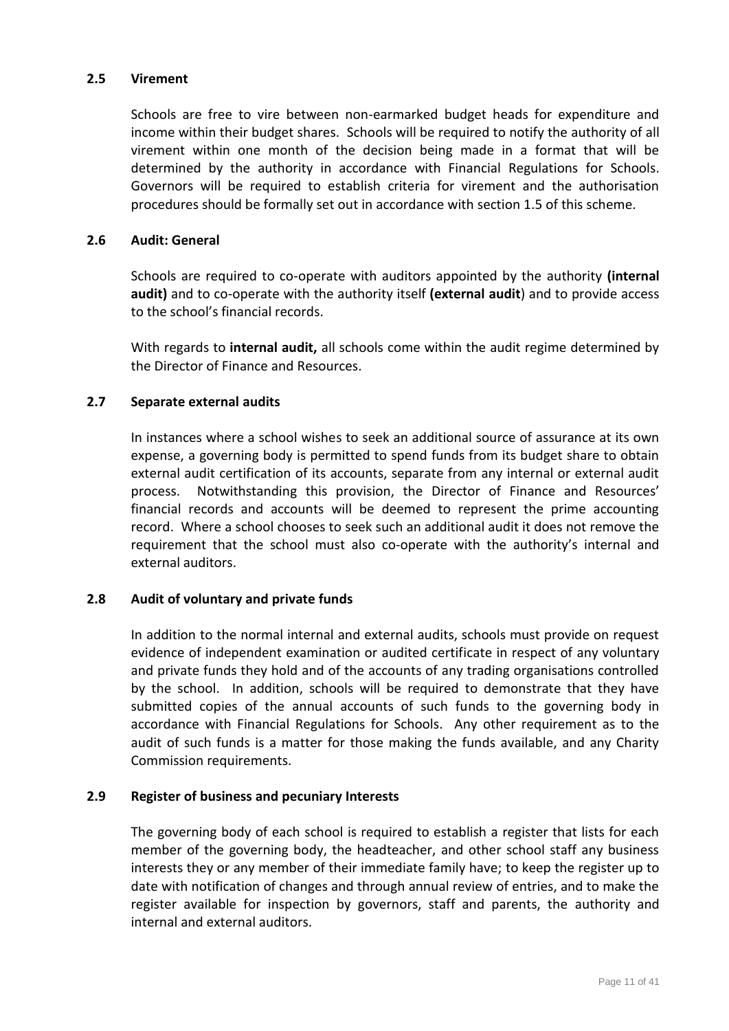### 2.5 Virement

Schools are free to vire between non-earmarked budget heads for expenditure and income within their budget shares. Schools will be required to notify the authority of all virement within one month of the decision being made in a format that will be determined by the authority in accordance with Financial Regulations for Schools. Governors will be required to establish criteria for virement and the authorisation procedures should be formally set out in accordance with section 1.5 of this scheme.

### 2.6 Audit: General

Schools are required to co-operate with auditors appointed by the authority **(internal audit)** and to co-operate with the authority itself **(external audit**) and to provide access to the school's financial records.

With regards to **internal audit,** all schools come within the audit regime determined by the Director of Finance and Resources.

### 2.7 Separate external audits

In instances where a school wishes to seek an additional source of assurance at its own expense, a governing body is permitted to spend funds from its budget share to obtain external audit certification of its accounts, separate from any internal or external audit process. Notwithstanding this provision, the Director of Finance and Resources' financial records and accounts will be deemed to represent the prime accounting record. Where a school chooses to seek such an additional audit it does not remove the requirement that the school must also co-operate with the authority's internal and external auditors.

### 2.8 Audit of voluntary and private funds

In addition to the normal internal and external audits, schools must provide on request evidence of independent examination or audited certificate in respect of any voluntary and private funds they hold and of the accounts of any trading organisations controlled by the school. In addition, schools will be required to demonstrate that they have submitted copies of the annual accounts of such funds to the governing body in accordance with Financial Regulations for Schools. Any other requirement as to the audit of such funds is a matter for those making the funds available, and any Charity Commission requirements.

### 2.9 Register of business and pecuniary Interests

The governing body of each school is required to establish a register that lists for each member of the governing body, the headteacher, and other school staff any business interests they or any member of their immediate family have; to keep the register up to date with notification of changes and through annual review of entries, and to make the register available for inspection by governors, staff and parents, the authority and internal and external auditors.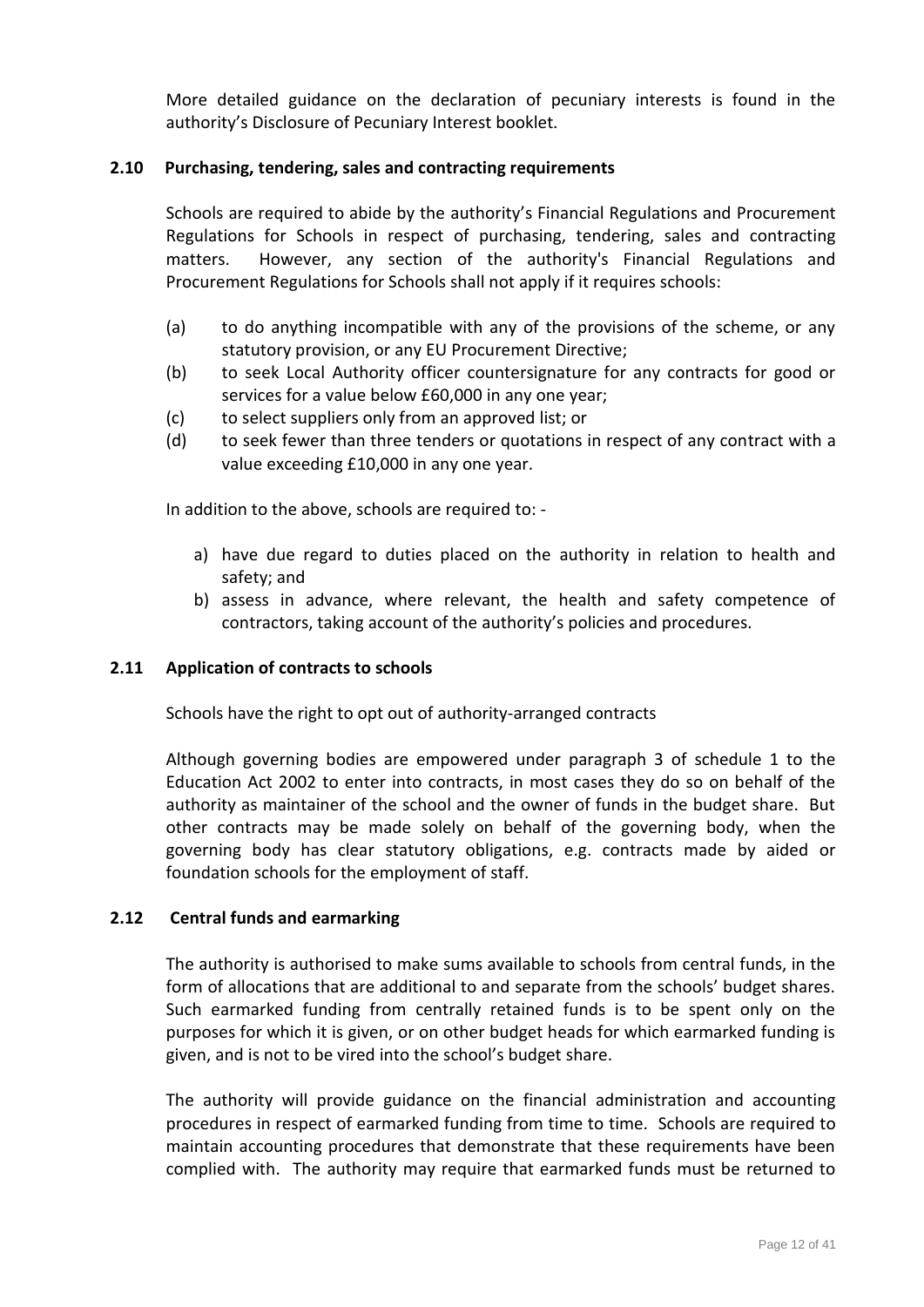More detailed guidance on the declaration of pecuniary interests is found in the authority's Disclosure of Pecuniary Interest booklet.

### 2.10 Purchasing, tendering, sales and contracting requirements

Schools are required to abide by the authority's Financial Regulations and Procurement Regulations for Schools in respect of purchasing, tendering, sales and contracting matters. However, any section of the authority's Financial Regulations and Procurement Regulations for Schools shall not apply if it requires schools:

(a) to do anything incompatible with any of the provisions of the scheme, or any statutory provision, or any EU Procurement Directive;

(b) to seek Local Authority officer countersignature for any contracts for good or services for a value below £60,000 in any one year;

(c) to select suppliers only from an approved list; or

(d) to seek fewer than three tenders or quotations in respect of any contract with a value exceeding £10,000 in any one year.

In addition to the above, schools are required to: -

a) have due regard to duties placed on the authority in relation to health and safety; and
b) assess in advance, where relevant, the health and safety competence of contractors, taking account of the authority's policies and procedures.

### 2.11 Application of contracts to schools

Schools have the right to opt out of authority-arranged contracts

Although governing bodies are empowered under paragraph 3 of schedule 1 to the Education Act 2002 to enter into contracts, in most cases they do so on behalf of the authority as maintainer of the school and the owner of funds in the budget share. But other contracts may be made solely on behalf of the governing body, when the governing body has clear statutory obligations, e.g. contracts made by aided or foundation schools for the employment of staff.

### 2.12 Central funds and earmarking

The authority is authorised to make sums available to schools from central funds, in the form of allocations that are additional to and separate from the schools' budget shares. Such earmarked funding from centrally retained funds is to be spent only on the purposes for which it is given, or on other budget heads for which earmarked funding is given, and is not to be vired into the school's budget share.

The authority will provide guidance on the financial administration and accounting procedures in respect of earmarked funding from time to time. Schools are required to maintain accounting procedures that demonstrate that these requirements have been complied with. The authority may require that earmarked funds must be returned to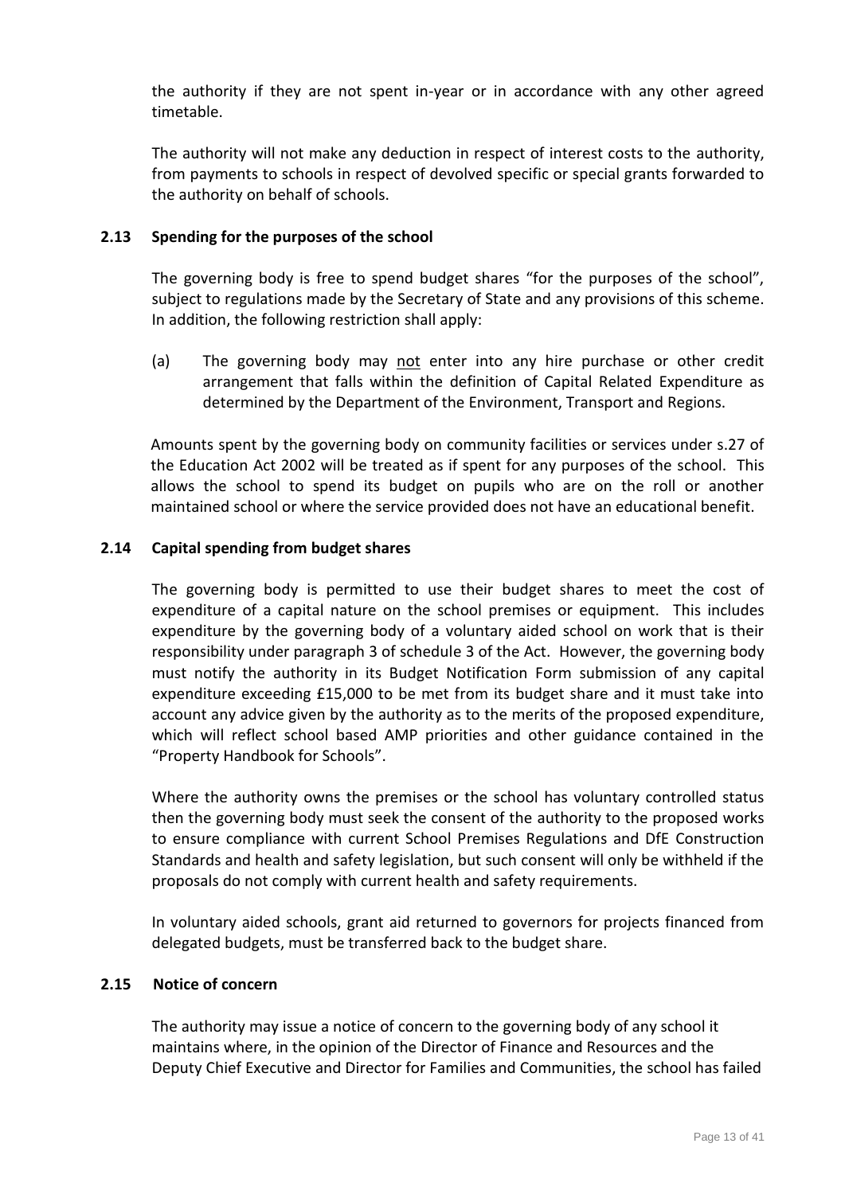the authority if they are not spent in-year or in accordance with any other agreed timetable.

The authority will not make any deduction in respect of interest costs to the authority, from payments to schools in respect of devolved specific or special grants forwarded to the authority on behalf of schools.

### 2.13 Spending for the purposes of the school

The governing body is free to spend budget shares "for the purposes of the school", subject to regulations made by the Secretary of State and any provisions of this scheme. In addition, the following restriction shall apply:

(a) The governing body may not enter into any hire purchase or other credit arrangement that falls within the definition of Capital Related Expenditure as determined by the Department of the Environment, Transport and Regions.

Amounts spent by the governing body on community facilities or services under s.27 of the Education Act 2002 will be treated as if spent for any purposes of the school. This allows the school to spend its budget on pupils who are on the roll or another maintained school or where the service provided does not have an educational benefit.

### 2.14 Capital spending from budget shares

The governing body is permitted to use their budget shares to meet the cost of expenditure of a capital nature on the school premises or equipment. This includes expenditure by the governing body of a voluntary aided school on work that is their responsibility under paragraph 3 of schedule 3 of the Act. However, the governing body must notify the authority in its Budget Notification Form submission of any capital expenditure exceeding £15,000 to be met from its budget share and it must take into account any advice given by the authority as to the merits of the proposed expenditure, which will reflect school based AMP priorities and other guidance contained in the "Property Handbook for Schools".

Where the authority owns the premises or the school has voluntary controlled status then the governing body must seek the consent of the authority to the proposed works to ensure compliance with current School Premises Regulations and DfE Construction Standards and health and safety legislation, but such consent will only be withheld if the proposals do not comply with current health and safety requirements.

In voluntary aided schools, grant aid returned to governors for projects financed from delegated budgets, must be transferred back to the budget share.

### 2.15 Notice of concern

The authority may issue a notice of concern to the governing body of any school it maintains where, in the opinion of the Director of Finance and Resources and the Deputy Chief Executive and Director for Families and Communities, the school has failed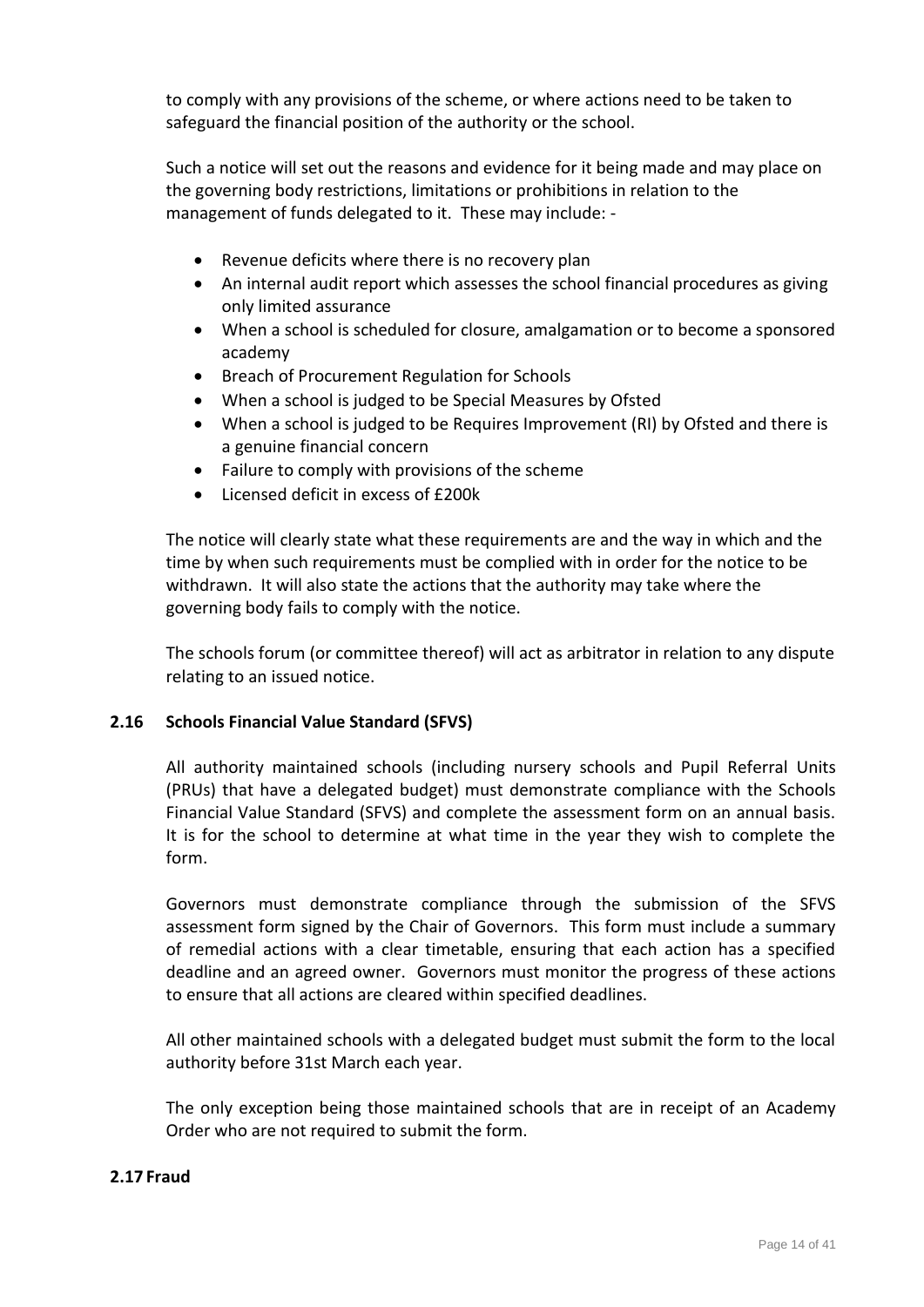to comply with any provisions of the scheme, or where actions need to be taken to safeguard the financial position of the authority or the school.

Such a notice will set out the reasons and evidence for it being made and may place on the governing body restrictions, limitations or prohibitions in relation to the management of funds delegated to it. These may include: -

- Revenue deficits where there is no recovery plan
- An internal audit report which assesses the school financial procedures as giving only limited assurance
- When a school is scheduled for closure, amalgamation or to become a sponsored academy
- Breach of Procurement Regulation for Schools
- When a school is judged to be Special Measures by Ofsted
- When a school is judged to be Requires Improvement (RI) by Ofsted and there is a genuine financial concern
- Failure to comply with provisions of the scheme
- Licensed deficit in excess of £200k

The notice will clearly state what these requirements are and the way in which and the time by when such requirements must be complied with in order for the notice to be withdrawn. It will also state the actions that the authority may take where the governing body fails to comply with the notice.

The schools forum (or committee thereof) will act as arbitrator in relation to any dispute relating to an issued notice.

### 2.16 Schools Financial Value Standard (SFVS)

All authority maintained schools (including nursery schools and Pupil Referral Units (PRUs) that have a delegated budget) must demonstrate compliance with the Schools Financial Value Standard (SFVS) and complete the assessment form on an annual basis. It is for the school to determine at what time in the year they wish to complete the form.

Governors must demonstrate compliance through the submission of the SFVS assessment form signed by the Chair of Governors. This form must include a summary of remedial actions with a clear timetable, ensuring that each action has a specified deadline and an agreed owner. Governors must monitor the progress of these actions to ensure that all actions are cleared within specified deadlines.

All other maintained schools with a delegated budget must submit the form to the local authority before 31st March each year.

The only exception being those maintained schools that are in receipt of an Academy Order who are not required to submit the form.

### 2.17 Fraud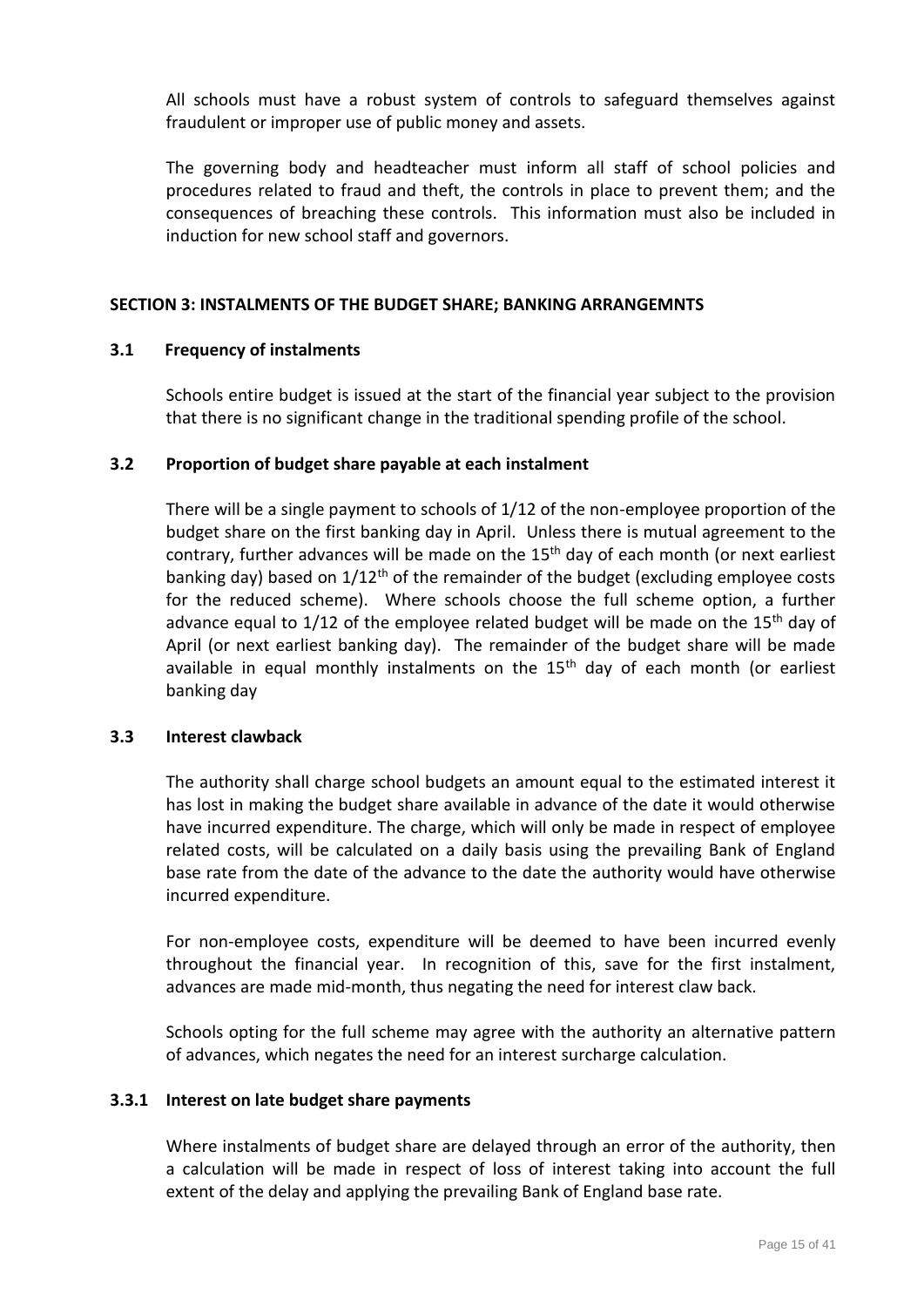All schools must have a robust system of controls to safeguard themselves against fraudulent or improper use of public money and assets.

The governing body and headteacher must inform all staff of school policies and procedures related to fraud and theft, the controls in place to prevent them; and the consequences of breaching these controls. This information must also be included in induction for new school staff and governors.

## SECTION 3: INSTALMENTS OF THE BUDGET SHARE; BANKING ARRANGEMNTS

### 3.1 Frequency of instalments

Schools entire budget is issued at the start of the financial year subject to the provision that there is no significant change in the traditional spending profile of the school.

### 3.2 Proportion of budget share payable at each instalment

There will be a single payment to schools of 1/12 of the non-employee proportion of the budget share on the first banking day in April. Unless there is mutual agreement to the contrary, further advances will be made on the 15th day of each month (or next earliest banking day) based on 1/12th of the remainder of the budget (excluding employee costs for the reduced scheme). Where schools choose the full scheme option, a further advance equal to 1/12 of the employee related budget will be made on the 15th day of April (or next earliest banking day). The remainder of the budget share will be made available in equal monthly instalments on the 15th day of each month (or earliest banking day

### 3.3 Interest clawback

The authority shall charge school budgets an amount equal to the estimated interest it has lost in making the budget share available in advance of the date it would otherwise have incurred expenditure. The charge, which will only be made in respect of employee related costs, will be calculated on a daily basis using the prevailing Bank of England base rate from the date of the advance to the date the authority would have otherwise incurred expenditure.

For non-employee costs, expenditure will be deemed to have been incurred evenly throughout the financial year. In recognition of this, save for the first instalment, advances are made mid-month, thus negating the need for interest claw back.

Schools opting for the full scheme may agree with the authority an alternative pattern of advances, which negates the need for an interest surcharge calculation.

#### 3.3.1 Interest on late budget share payments

Where instalments of budget share are delayed through an error of the authority, then a calculation will be made in respect of loss of interest taking into account the full extent of the delay and applying the prevailing Bank of England base rate.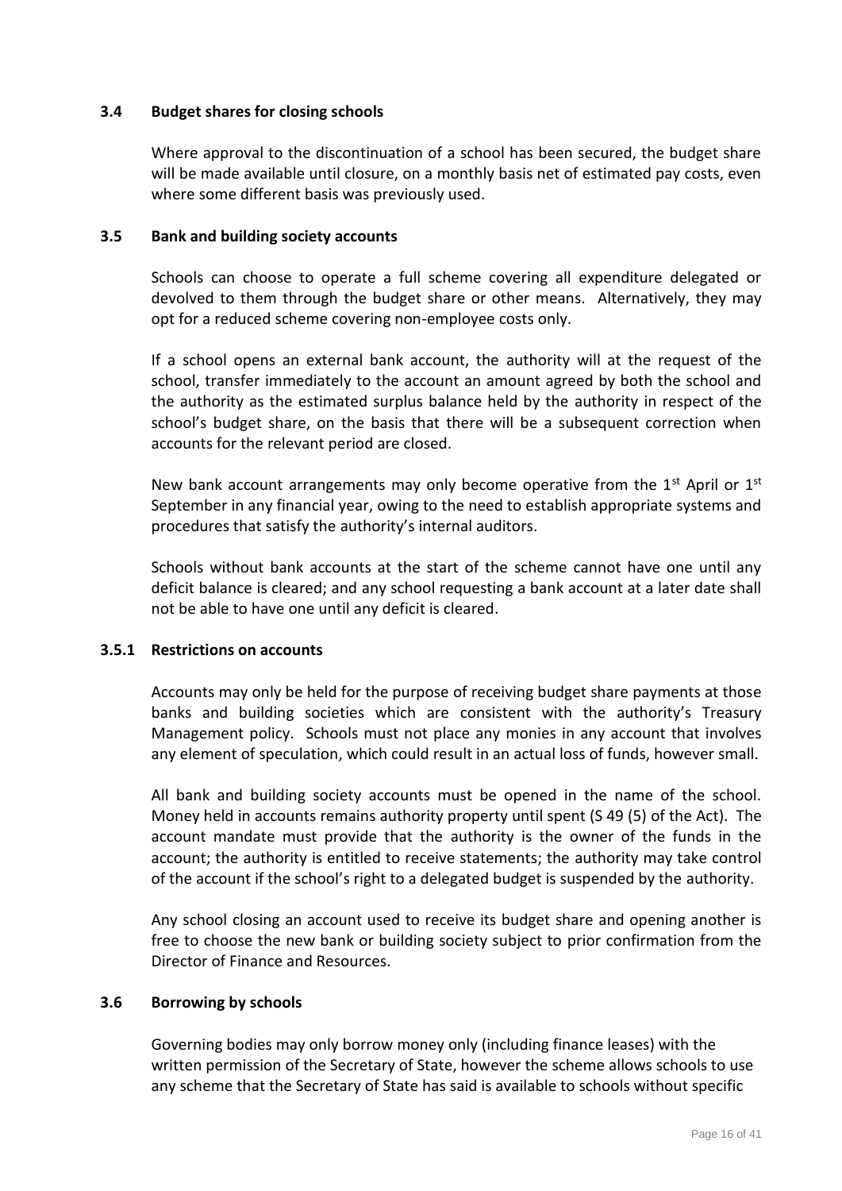### 3.4 Budget shares for closing schools

Where approval to the discontinuation of a school has been secured, the budget share will be made available until closure, on a monthly basis net of estimated pay costs, even where some different basis was previously used.

### 3.5 Bank and building society accounts

Schools can choose to operate a full scheme covering all expenditure delegated or devolved to them through the budget share or other means. Alternatively, they may opt for a reduced scheme covering non-employee costs only.

If a school opens an external bank account, the authority will at the request of the school, transfer immediately to the account an amount agreed by both the school and the authority as the estimated surplus balance held by the authority in respect of the school's budget share, on the basis that there will be a subsequent correction when accounts for the relevant period are closed.

New bank account arrangements may only become operative from the 1st April or 1st September in any financial year, owing to the need to establish appropriate systems and procedures that satisfy the authority's internal auditors.

Schools without bank accounts at the start of the scheme cannot have one until any deficit balance is cleared; and any school requesting a bank account at a later date shall not be able to have one until any deficit is cleared.

#### 3.5.1 Restrictions on accounts

Accounts may only be held for the purpose of receiving budget share payments at those banks and building societies which are consistent with the authority's Treasury Management policy. Schools must not place any monies in any account that involves any element of speculation, which could result in an actual loss of funds, however small.

All bank and building society accounts must be opened in the name of the school. Money held in accounts remains authority property until spent (S 49 (5) of the Act). The account mandate must provide that the authority is the owner of the funds in the account; the authority is entitled to receive statements; the authority may take control of the account if the school's right to a delegated budget is suspended by the authority.

Any school closing an account used to receive its budget share and opening another is free to choose the new bank or building society subject to prior confirmation from the Director of Finance and Resources.

### 3.6 Borrowing by schools

Governing bodies may only borrow money only (including finance leases) with the written permission of the Secretary of State, however the scheme allows schools to use any scheme that the Secretary of State has said is available to schools without specific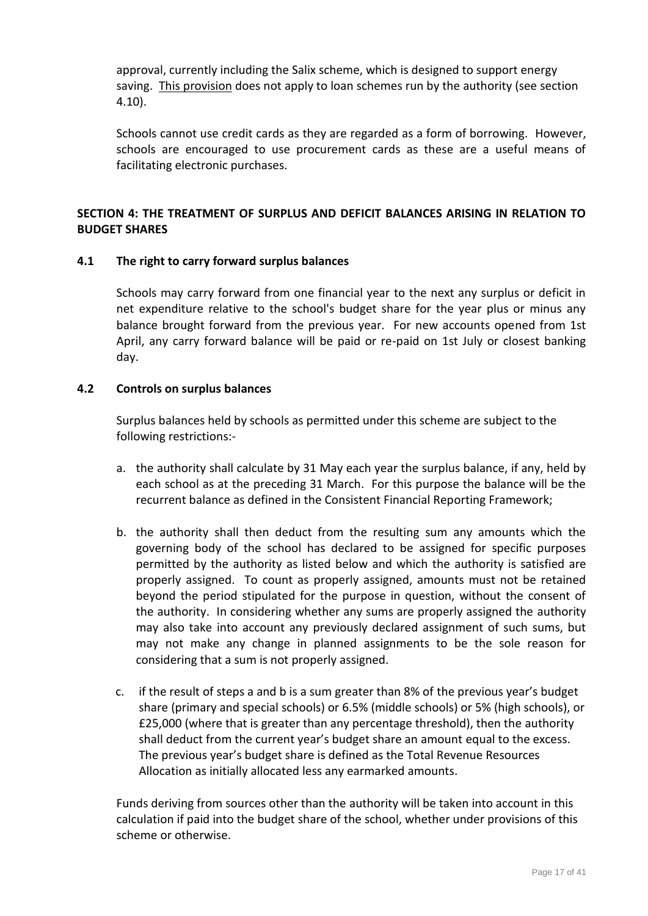approval, currently including the Salix scheme, which is designed to support energy saving. This provision does not apply to loan schemes run by the authority (see section 4.10).

Schools cannot use credit cards as they are regarded as a form of borrowing. However, schools are encouraged to use procurement cards as these are a useful means of facilitating electronic purchases.

## SECTION 4: THE TREATMENT OF SURPLUS AND DEFICIT BALANCES ARISING IN RELATION TO BUDGET SHARES

### 4.1 The right to carry forward surplus balances

Schools may carry forward from one financial year to the next any surplus or deficit in net expenditure relative to the school's budget share for the year plus or minus any balance brought forward from the previous year. For new accounts opened from 1st April, any carry forward balance will be paid or re-paid on 1st July or closest banking day.

### 4.2 Controls on surplus balances

Surplus balances held by schools as permitted under this scheme are subject to the following restrictions:-

a. the authority shall calculate by 31 May each year the surplus balance, if any, held by each school as at the preceding 31 March. For this purpose the balance will be the recurrent balance as defined in the Consistent Financial Reporting Framework;

b. the authority shall then deduct from the resulting sum any amounts which the governing body of the school has declared to be assigned for specific purposes permitted by the authority as listed below and which the authority is satisfied are properly assigned. To count as properly assigned, amounts must not be retained beyond the period stipulated for the purpose in question, without the consent of the authority. In considering whether any sums are properly assigned the authority may also take into account any previously declared assignment of such sums, but may not make any change in planned assignments to be the sole reason for considering that a sum is not properly assigned.

c. if the result of steps a and b is a sum greater than 8% of the previous year's budget share (primary and special schools) or 6.5% (middle schools) or 5% (high schools), or £25,000 (where that is greater than any percentage threshold), then the authority shall deduct from the current year's budget share an amount equal to the excess. The previous year's budget share is defined as the Total Revenue Resources Allocation as initially allocated less any earmarked amounts.

Funds deriving from sources other than the authority will be taken into account in this calculation if paid into the budget share of the school, whether under provisions of this scheme or otherwise.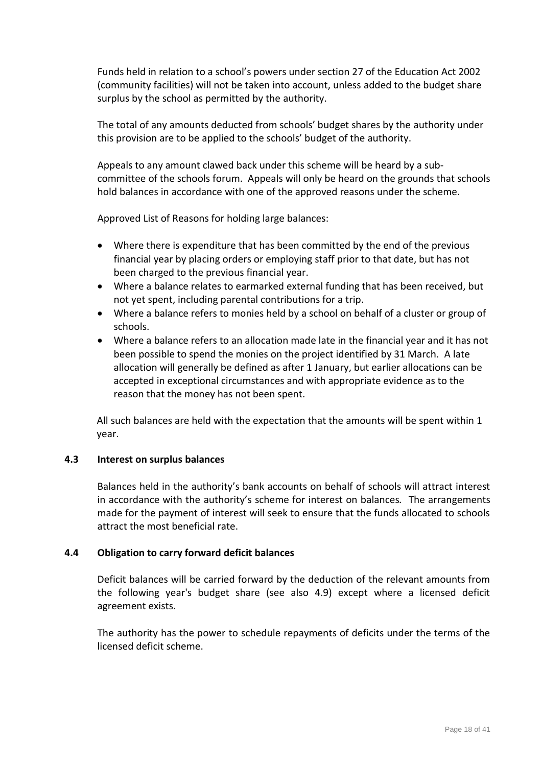Funds held in relation to a school's powers under section 27 of the Education Act 2002 (community facilities) will not be taken into account, unless added to the budget share surplus by the school as permitted by the authority.

The total of any amounts deducted from schools' budget shares by the authority under this provision are to be applied to the schools' budget of the authority.

Appeals to any amount clawed back under this scheme will be heard by a sub-committee of the schools forum. Appeals will only be heard on the grounds that schools hold balances in accordance with one of the approved reasons under the scheme.

Approved List of Reasons for holding large balances:

- Where there is expenditure that has been committed by the end of the previous financial year by placing orders or employing staff prior to that date, but has not been charged to the previous financial year.
- Where a balance relates to earmarked external funding that has been received, but not yet spent, including parental contributions for a trip.
- Where a balance refers to monies held by a school on behalf of a cluster or group of schools.
- Where a balance refers to an allocation made late in the financial year and it has not been possible to spend the monies on the project identified by 31 March. A late allocation will generally be defined as after 1 January, but earlier allocations can be accepted in exceptional circumstances and with appropriate evidence as to the reason that the money has not been spent.

All such balances are held with the expectation that the amounts will be spent within 1 year.

### 4.3 Interest on surplus balances

Balances held in the authority's bank accounts on behalf of schools will attract interest in accordance with the authority's scheme for interest on balances. The arrangements made for the payment of interest will seek to ensure that the funds allocated to schools attract the most beneficial rate.

### 4.4 Obligation to carry forward deficit balances

Deficit balances will be carried forward by the deduction of the relevant amounts from the following year's budget share (see also 4.9) except where a licensed deficit agreement exists.

The authority has the power to schedule repayments of deficits under the terms of the licensed deficit scheme.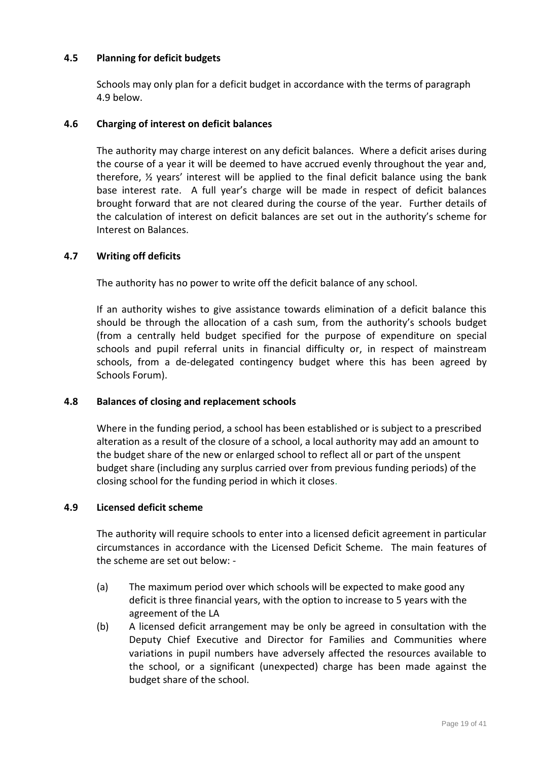### 4.5 Planning for deficit budgets

Schools may only plan for a deficit budget in accordance with the terms of paragraph 4.9 below.

### 4.6 Charging of interest on deficit balances

The authority may charge interest on any deficit balances. Where a deficit arises during the course of a year it will be deemed to have accrued evenly throughout the year and, therefore, ½ years' interest will be applied to the final deficit balance using the bank base interest rate. A full year's charge will be made in respect of deficit balances brought forward that are not cleared during the course of the year. Further details of the calculation of interest on deficit balances are set out in the authority's scheme for Interest on Balances.

### 4.7 Writing off deficits

The authority has no power to write off the deficit balance of any school.

If an authority wishes to give assistance towards elimination of a deficit balance this should be through the allocation of a cash sum, from the authority's schools budget (from a centrally held budget specified for the purpose of expenditure on special schools and pupil referral units in financial difficulty or, in respect of mainstream schools, from a de-delegated contingency budget where this has been agreed by Schools Forum).

### 4.8 Balances of closing and replacement schools

Where in the funding period, a school has been established or is subject to a prescribed alteration as a result of the closure of a school, a local authority may add an amount to the budget share of the new or enlarged school to reflect all or part of the unspent budget share (including any surplus carried over from previous funding periods) of the closing school for the funding period in which it closes.

### 4.9 Licensed deficit scheme

The authority will require schools to enter into a licensed deficit agreement in particular circumstances in accordance with the Licensed Deficit Scheme. The main features of the scheme are set out below: -

(a) The maximum period over which schools will be expected to make good any deficit is three financial years, with the option to increase to 5 years with the agreement of the LA

(b) A licensed deficit arrangement may be only be agreed in consultation with the Deputy Chief Executive and Director for Families and Communities where variations in pupil numbers have adversely affected the resources available to the school, or a significant (unexpected) charge has been made against the budget share of the school.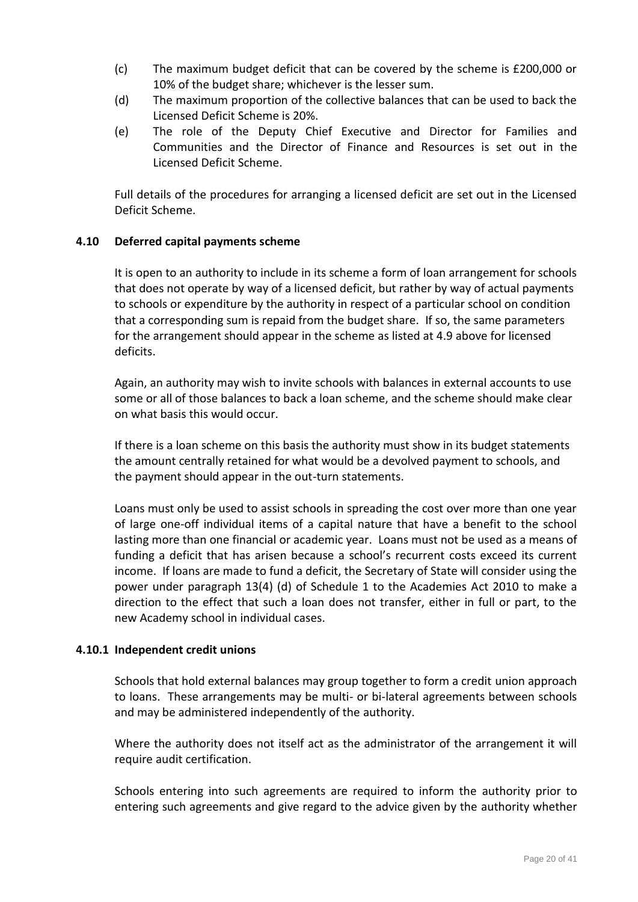(c) The maximum budget deficit that can be covered by the scheme is £200,000 or 10% of the budget share; whichever is the lesser sum.

(d) The maximum proportion of the collective balances that can be used to back the Licensed Deficit Scheme is 20%.

(e) The role of the Deputy Chief Executive and Director for Families and Communities and the Director of Finance and Resources is set out in the Licensed Deficit Scheme.

Full details of the procedures for arranging a licensed deficit are set out in the Licensed Deficit Scheme.

### 4.10 Deferred capital payments scheme

It is open to an authority to include in its scheme a form of loan arrangement for schools that does not operate by way of a licensed deficit, but rather by way of actual payments to schools or expenditure by the authority in respect of a particular school on condition that a corresponding sum is repaid from the budget share. If so, the same parameters for the arrangement should appear in the scheme as listed at 4.9 above for licensed deficits.

Again, an authority may wish to invite schools with balances in external accounts to use some or all of those balances to back a loan scheme, and the scheme should make clear on what basis this would occur.

If there is a loan scheme on this basis the authority must show in its budget statements the amount centrally retained for what would be a devolved payment to schools, and the payment should appear in the out-turn statements.

Loans must only be used to assist schools in spreading the cost over more than one year of large one-off individual items of a capital nature that have a benefit to the school lasting more than one financial or academic year. Loans must not be used as a means of funding a deficit that has arisen because a school's recurrent costs exceed its current income. If loans are made to fund a deficit, the Secretary of State will consider using the power under paragraph 13(4) (d) of Schedule 1 to the Academies Act 2010 to make a direction to the effect that such a loan does not transfer, either in full or part, to the new Academy school in individual cases.

### 4.10.1 Independent credit unions

Schools that hold external balances may group together to form a credit union approach to loans. These arrangements may be multi- or bi-lateral agreements between schools and may be administered independently of the authority.

Where the authority does not itself act as the administrator of the arrangement it will require audit certification.

Schools entering into such agreements are required to inform the authority prior to entering such agreements and give regard to the advice given by the authority whether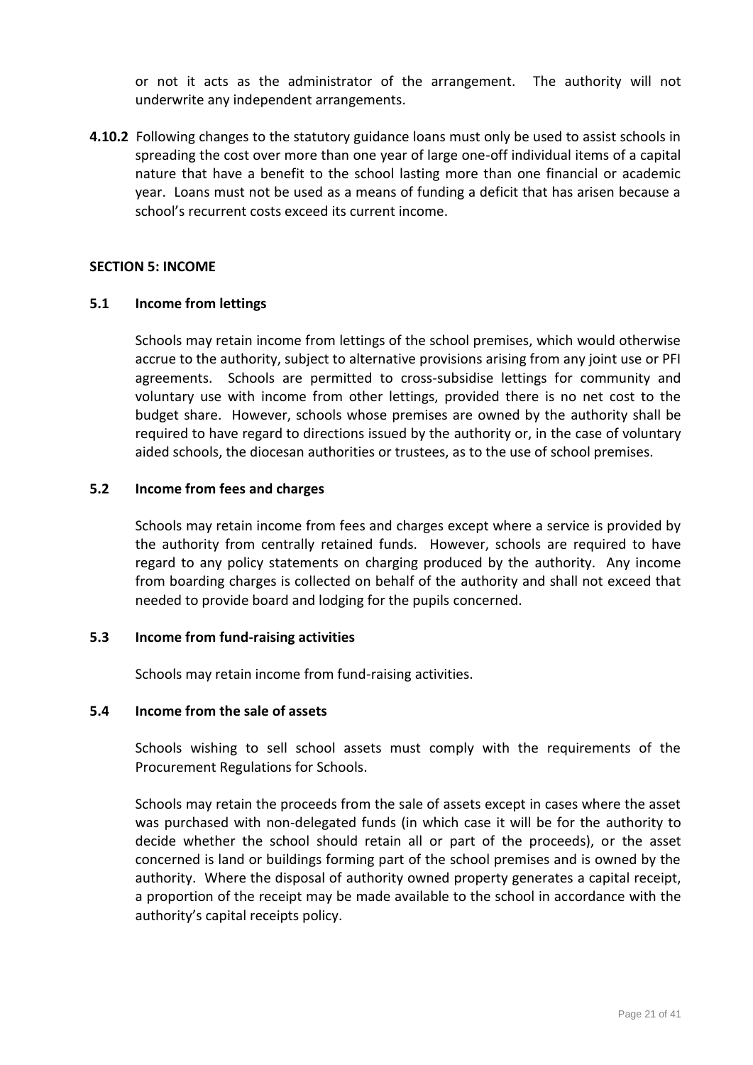or not it acts as the administrator of the arrangement. The authority will not underwrite any independent arrangements.

**4.10.2** Following changes to the statutory guidance loans must only be used to assist schools in spreading the cost over more than one year of large one-off individual items of a capital nature that have a benefit to the school lasting more than one financial or academic year. Loans must not be used as a means of funding a deficit that has arisen because a school's recurrent costs exceed its current income.

## SECTION 5: INCOME

### 5.1 Income from lettings

Schools may retain income from lettings of the school premises, which would otherwise accrue to the authority, subject to alternative provisions arising from any joint use or PFI agreements. Schools are permitted to cross-subsidise lettings for community and voluntary use with income from other lettings, provided there is no net cost to the budget share. However, schools whose premises are owned by the authority shall be required to have regard to directions issued by the authority or, in the case of voluntary aided schools, the diocesan authorities or trustees, as to the use of school premises.

### 5.2 Income from fees and charges

Schools may retain income from fees and charges except where a service is provided by the authority from centrally retained funds. However, schools are required to have regard to any policy statements on charging produced by the authority. Any income from boarding charges is collected on behalf of the authority and shall not exceed that needed to provide board and lodging for the pupils concerned.

### 5.3 Income from fund-raising activities

Schools may retain income from fund-raising activities.

### 5.4 Income from the sale of assets

Schools wishing to sell school assets must comply with the requirements of the Procurement Regulations for Schools.

Schools may retain the proceeds from the sale of assets except in cases where the asset was purchased with non-delegated funds (in which case it will be for the authority to decide whether the school should retain all or part of the proceeds), or the asset concerned is land or buildings forming part of the school premises and is owned by the authority. Where the disposal of authority owned property generates a capital receipt, a proportion of the receipt may be made available to the school in accordance with the authority's capital receipts policy.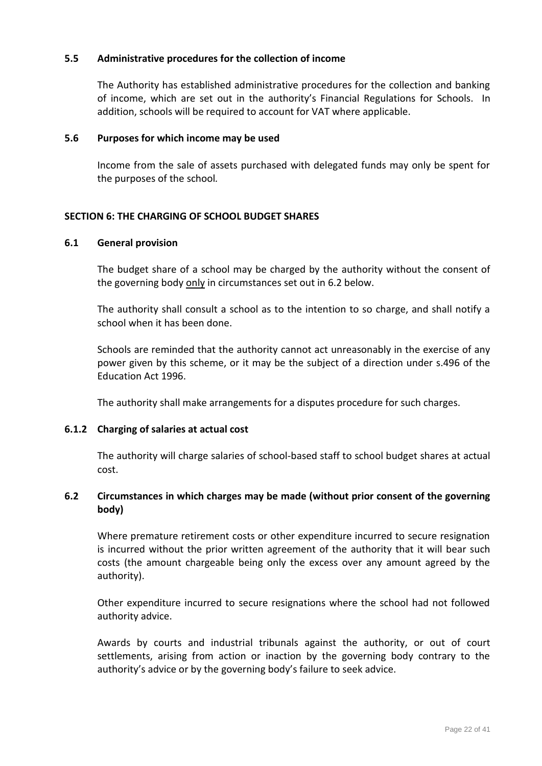### 5.5 Administrative procedures for the collection of income

The Authority has established administrative procedures for the collection and banking of income, which are set out in the authority's Financial Regulations for Schools. In addition, schools will be required to account for VAT where applicable.

### 5.6 Purposes for which income may be used

Income from the sale of assets purchased with delegated funds may only be spent for the purposes of the school.

## SECTION 6: THE CHARGING OF SCHOOL BUDGET SHARES

### 6.1 General provision

The budget share of a school may be charged by the authority without the consent of the governing body <u>only</u> in circumstances set out in 6.2 below.

The authority shall consult a school as to the intention to so charge, and shall notify a school when it has been done.

Schools are reminded that the authority cannot act unreasonably in the exercise of any power given by this scheme, or it may be the subject of a direction under s.496 of the Education Act 1996.

The authority shall make arrangements for a disputes procedure for such charges.

### 6.1.2 Charging of salaries at actual cost

The authority will charge salaries of school-based staff to school budget shares at actual cost.

### 6.2 Circumstances in which charges may be made (without prior consent of the governing body)

Where premature retirement costs or other expenditure incurred to secure resignation is incurred without the prior written agreement of the authority that it will bear such costs (the amount chargeable being only the excess over any amount agreed by the authority).

Other expenditure incurred to secure resignations where the school had not followed authority advice.

Awards by courts and industrial tribunals against the authority, or out of court settlements, arising from action or inaction by the governing body contrary to the authority's advice or by the governing body's failure to seek advice.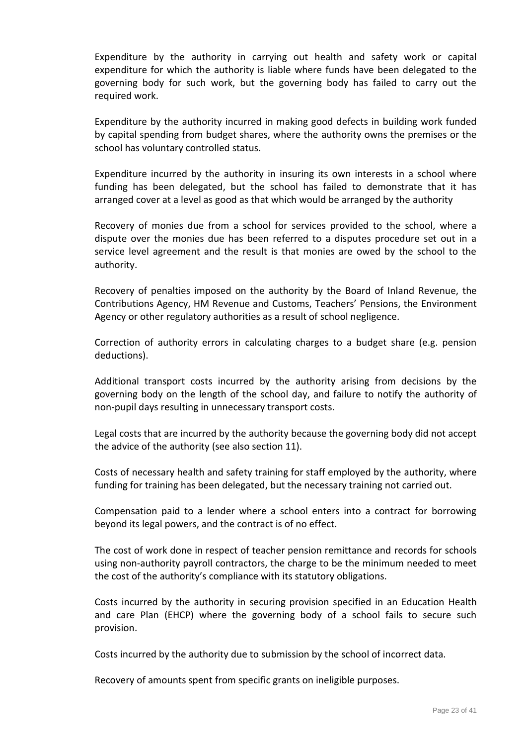Expenditure by the authority in carrying out health and safety work or capital expenditure for which the authority is liable where funds have been delegated to the governing body for such work, but the governing body has failed to carry out the required work.

Expenditure by the authority incurred in making good defects in building work funded by capital spending from budget shares, where the authority owns the premises or the school has voluntary controlled status.

Expenditure incurred by the authority in insuring its own interests in a school where funding has been delegated, but the school has failed to demonstrate that it has arranged cover at a level as good as that which would be arranged by the authority

Recovery of monies due from a school for services provided to the school, where a dispute over the monies due has been referred to a disputes procedure set out in a service level agreement and the result is that monies are owed by the school to the authority.

Recovery of penalties imposed on the authority by the Board of Inland Revenue, the Contributions Agency, HM Revenue and Customs, Teachers' Pensions, the Environment Agency or other regulatory authorities as a result of school negligence.

Correction of authority errors in calculating charges to a budget share (e.g. pension deductions).

Additional transport costs incurred by the authority arising from decisions by the governing body on the length of the school day, and failure to notify the authority of non-pupil days resulting in unnecessary transport costs.

Legal costs that are incurred by the authority because the governing body did not accept the advice of the authority (see also section 11).

Costs of necessary health and safety training for staff employed by the authority, where funding for training has been delegated, but the necessary training not carried out.

Compensation paid to a lender where a school enters into a contract for borrowing beyond its legal powers, and the contract is of no effect.

The cost of work done in respect of teacher pension remittance and records for schools using non-authority payroll contractors, the charge to be the minimum needed to meet the cost of the authority's compliance with its statutory obligations.

Costs incurred by the authority in securing provision specified in an Education Health and care Plan (EHCP) where the governing body of a school fails to secure such provision.

Costs incurred by the authority due to submission by the school of incorrect data.

Recovery of amounts spent from specific grants on ineligible purposes.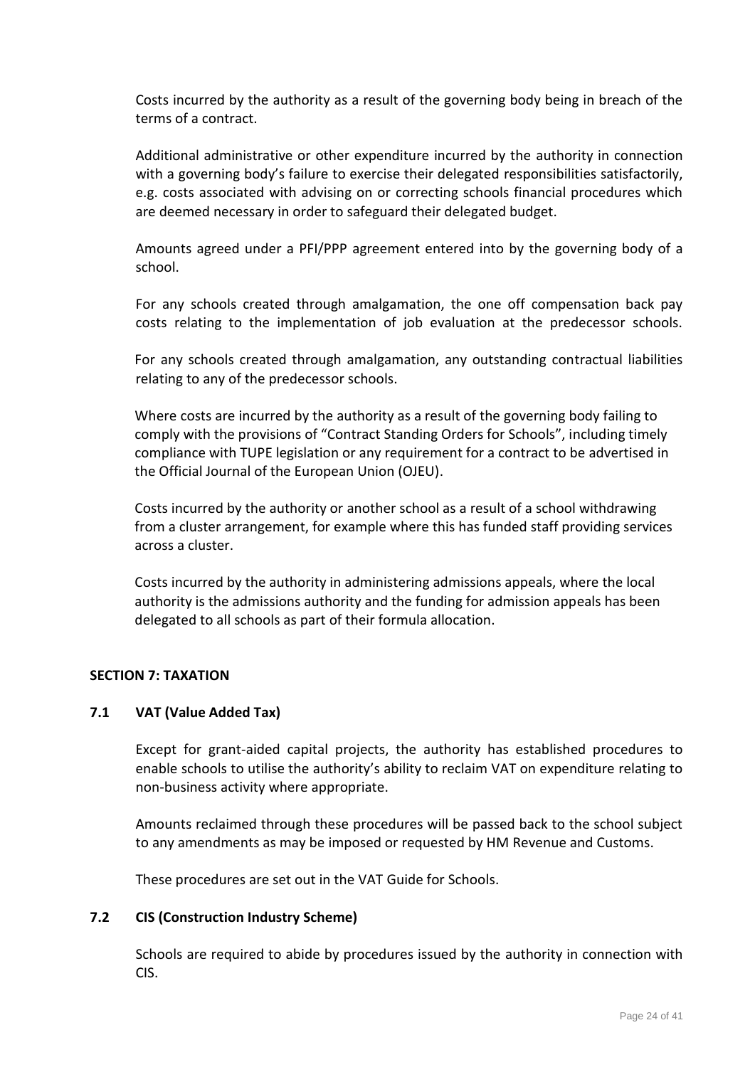Costs incurred by the authority as a result of the governing body being in breach of the terms of a contract.

Additional administrative or other expenditure incurred by the authority in connection with a governing body's failure to exercise their delegated responsibilities satisfactorily, e.g. costs associated with advising on or correcting schools financial procedures which are deemed necessary in order to safeguard their delegated budget.

Amounts agreed under a PFI/PPP agreement entered into by the governing body of a school.

For any schools created through amalgamation, the one off compensation back pay costs relating to the implementation of job evaluation at the predecessor schools.

For any schools created through amalgamation, any outstanding contractual liabilities relating to any of the predecessor schools.

Where costs are incurred by the authority as a result of the governing body failing to comply with the provisions of "Contract Standing Orders for Schools", including timely compliance with TUPE legislation or any requirement for a contract to be advertised in the Official Journal of the European Union (OJEU).

Costs incurred by the authority or another school as a result of a school withdrawing from a cluster arrangement, for example where this has funded staff providing services across a cluster.

Costs incurred by the authority in administering admissions appeals, where the local authority is the admissions authority and the funding for admission appeals has been delegated to all schools as part of their formula allocation.

## SECTION 7: TAXATION

### 7.1 VAT (Value Added Tax)

Except for grant-aided capital projects, the authority has established procedures to enable schools to utilise the authority's ability to reclaim VAT on expenditure relating to non-business activity where appropriate.

Amounts reclaimed through these procedures will be passed back to the school subject to any amendments as may be imposed or requested by HM Revenue and Customs.

These procedures are set out in the VAT Guide for Schools.

### 7.2 CIS (Construction Industry Scheme)

Schools are required to abide by procedures issued by the authority in connection with CIS.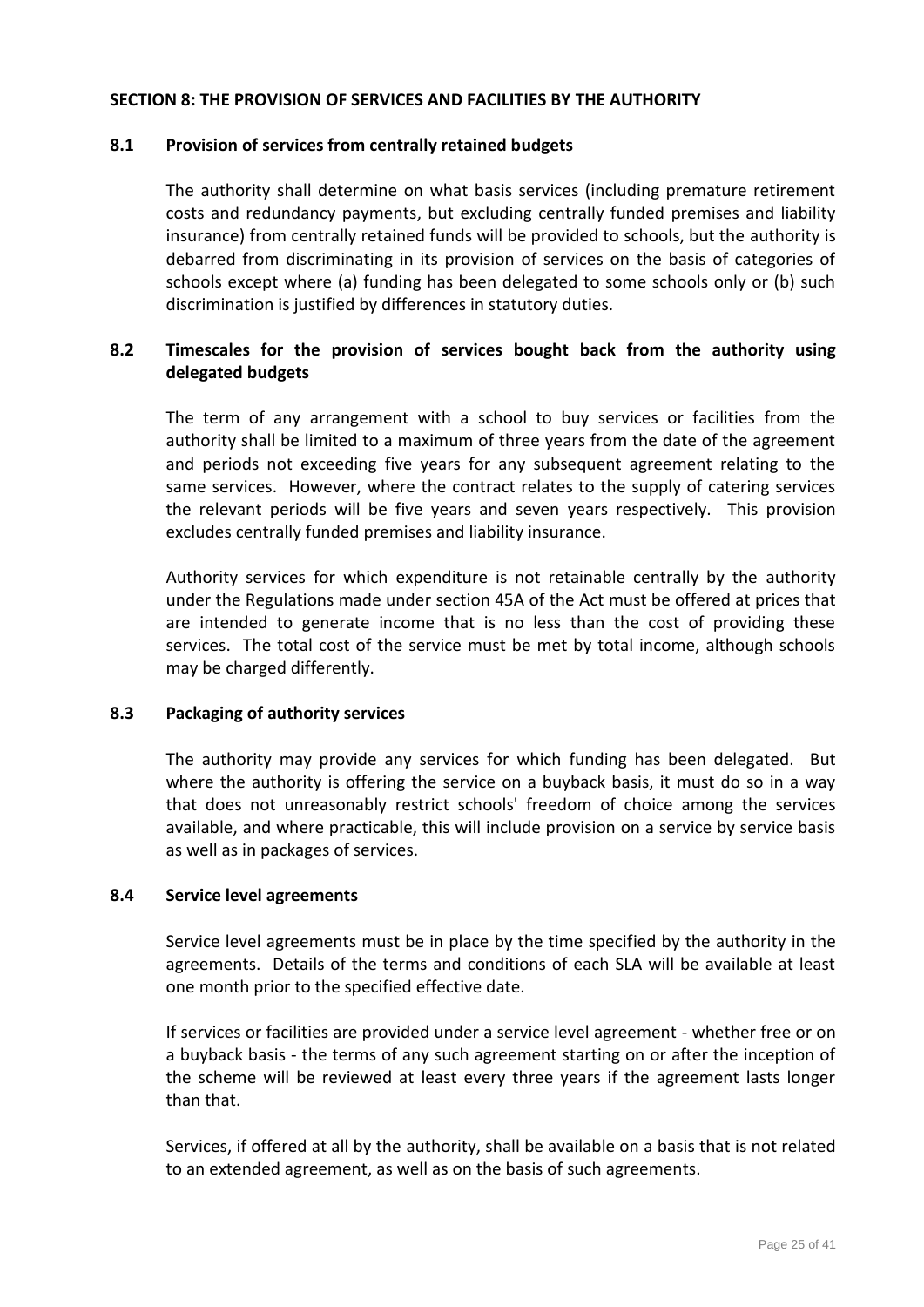## SECTION 8: THE PROVISION OF SERVICES AND FACILITIES BY THE AUTHORITY

### 8.1 Provision of services from centrally retained budgets

The authority shall determine on what basis services (including premature retirement costs and redundancy payments, but excluding centrally funded premises and liability insurance) from centrally retained funds will be provided to schools, but the authority is debarred from discriminating in its provision of services on the basis of categories of schools except where (a) funding has been delegated to some schools only or (b) such discrimination is justified by differences in statutory duties.

### 8.2 Timescales for the provision of services bought back from the authority using delegated budgets

The term of any arrangement with a school to buy services or facilities from the authority shall be limited to a maximum of three years from the date of the agreement and periods not exceeding five years for any subsequent agreement relating to the same services. However, where the contract relates to the supply of catering services the relevant periods will be five years and seven years respectively. This provision excludes centrally funded premises and liability insurance.

Authority services for which expenditure is not retainable centrally by the authority under the Regulations made under section 45A of the Act must be offered at prices that are intended to generate income that is no less than the cost of providing these services. The total cost of the service must be met by total income, although schools may be charged differently.

### 8.3 Packaging of authority services

The authority may provide any services for which funding has been delegated. But where the authority is offering the service on a buyback basis, it must do so in a way that does not unreasonably restrict schools' freedom of choice among the services available, and where practicable, this will include provision on a service by service basis as well as in packages of services.

### 8.4 Service level agreements

Service level agreements must be in place by the time specified by the authority in the agreements. Details of the terms and conditions of each SLA will be available at least one month prior to the specified effective date.

If services or facilities are provided under a service level agreement - whether free or on a buyback basis - the terms of any such agreement starting on or after the inception of the scheme will be reviewed at least every three years if the agreement lasts longer than that.

Services, if offered at all by the authority, shall be available on a basis that is not related to an extended agreement, as well as on the basis of such agreements.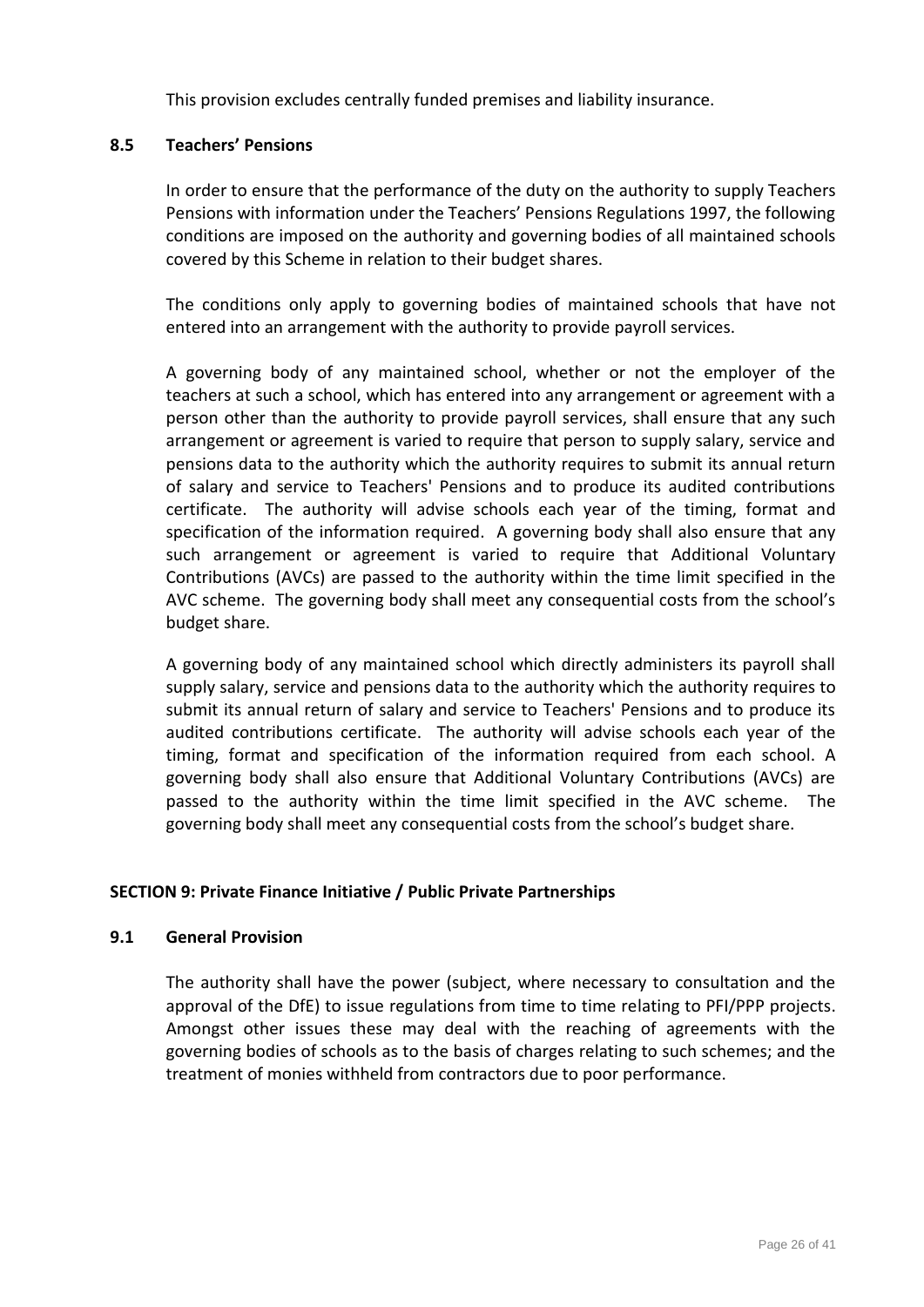This provision excludes centrally funded premises and liability insurance.

### 8.5 Teachers' Pensions

In order to ensure that the performance of the duty on the authority to supply Teachers Pensions with information under the Teachers' Pensions Regulations 1997, the following conditions are imposed on the authority and governing bodies of all maintained schools covered by this Scheme in relation to their budget shares.

The conditions only apply to governing bodies of maintained schools that have not entered into an arrangement with the authority to provide payroll services.

A governing body of any maintained school, whether or not the employer of the teachers at such a school, which has entered into any arrangement or agreement with a person other than the authority to provide payroll services, shall ensure that any such arrangement or agreement is varied to require that person to supply salary, service and pensions data to the authority which the authority requires to submit its annual return of salary and service to Teachers' Pensions and to produce its audited contributions certificate. The authority will advise schools each year of the timing, format and specification of the information required. A governing body shall also ensure that any such arrangement or agreement is varied to require that Additional Voluntary Contributions (AVCs) are passed to the authority within the time limit specified in the AVC scheme. The governing body shall meet any consequential costs from the school's budget share.

A governing body of any maintained school which directly administers its payroll shall supply salary, service and pensions data to the authority which the authority requires to submit its annual return of salary and service to Teachers' Pensions and to produce its audited contributions certificate. The authority will advise schools each year of the timing, format and specification of the information required from each school. A governing body shall also ensure that Additional Voluntary Contributions (AVCs) are passed to the authority within the time limit specified in the AVC scheme. The governing body shall meet any consequential costs from the school's budget share.

## SECTION 9: Private Finance Initiative / Public Private Partnerships

### 9.1 General Provision

The authority shall have the power (subject, where necessary to consultation and the approval of the DfE) to issue regulations from time to time relating to PFI/PPP projects. Amongst other issues these may deal with the reaching of agreements with the governing bodies of schools as to the basis of charges relating to such schemes; and the treatment of monies withheld from contractors due to poor performance.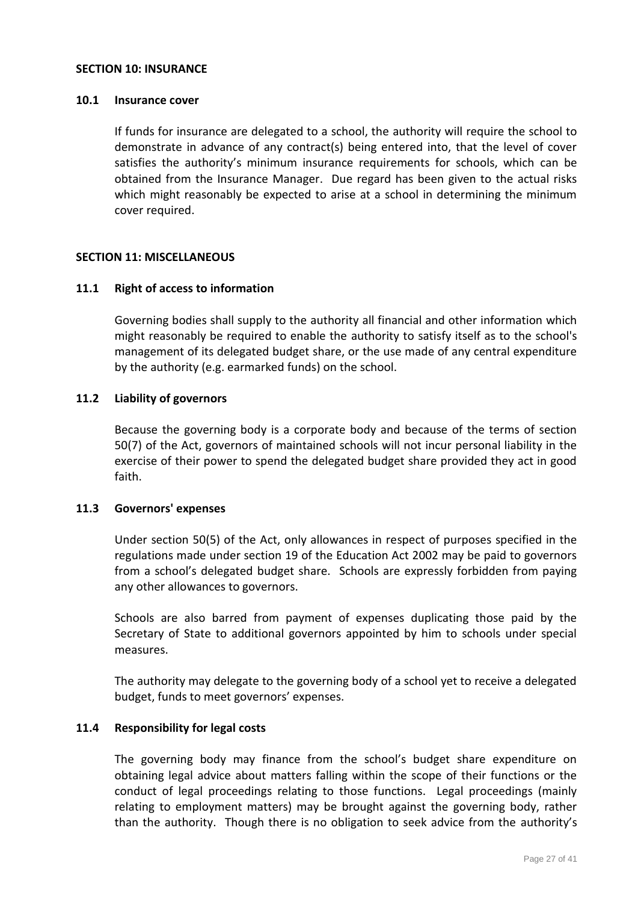## SECTION 10: INSURANCE

### 10.1 Insurance cover

If funds for insurance are delegated to a school, the authority will require the school to demonstrate in advance of any contract(s) being entered into, that the level of cover satisfies the authority's minimum insurance requirements for schools, which can be obtained from the Insurance Manager. Due regard has been given to the actual risks which might reasonably be expected to arise at a school in determining the minimum cover required.

## SECTION 11: MISCELLANEOUS

### 11.1 Right of access to information

Governing bodies shall supply to the authority all financial and other information which might reasonably be required to enable the authority to satisfy itself as to the school's management of its delegated budget share, or the use made of any central expenditure by the authority (e.g. earmarked funds) on the school.

### 11.2 Liability of governors

Because the governing body is a corporate body and because of the terms of section 50(7) of the Act, governors of maintained schools will not incur personal liability in the exercise of their power to spend the delegated budget share provided they act in good faith.

### 11.3 Governors' expenses

Under section 50(5) of the Act, only allowances in respect of purposes specified in the regulations made under section 19 of the Education Act 2002 may be paid to governors from a school's delegated budget share. Schools are expressly forbidden from paying any other allowances to governors.

Schools are also barred from payment of expenses duplicating those paid by the Secretary of State to additional governors appointed by him to schools under special measures.

The authority may delegate to the governing body of a school yet to receive a delegated budget, funds to meet governors' expenses.

### 11.4 Responsibility for legal costs

The governing body may finance from the school's budget share expenditure on obtaining legal advice about matters falling within the scope of their functions or the conduct of legal proceedings relating to those functions. Legal proceedings (mainly relating to employment matters) may be brought against the governing body, rather than the authority. Though there is no obligation to seek advice from the authority's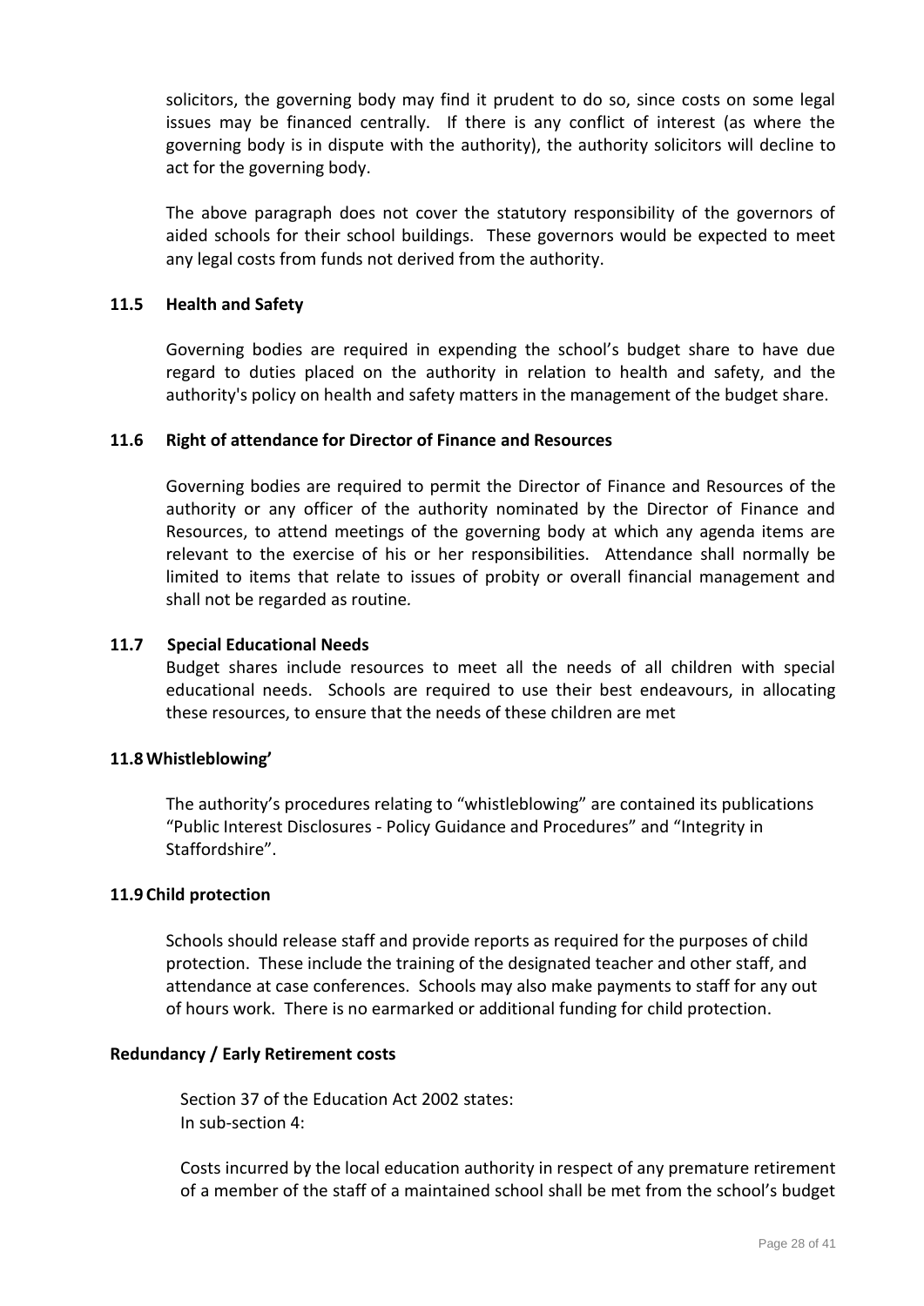solicitors, the governing body may find it prudent to do so, since costs on some legal issues may be financed centrally. If there is any conflict of interest (as where the governing body is in dispute with the authority), the authority solicitors will decline to act for the governing body.

The above paragraph does not cover the statutory responsibility of the governors of aided schools for their school buildings. These governors would be expected to meet any legal costs from funds not derived from the authority.

### 11.5 Health and Safety

Governing bodies are required in expending the school's budget share to have due regard to duties placed on the authority in relation to health and safety, and the authority's policy on health and safety matters in the management of the budget share.

### 11.6 Right of attendance for Director of Finance and Resources

Governing bodies are required to permit the Director of Finance and Resources of the authority or any officer of the authority nominated by the Director of Finance and Resources, to attend meetings of the governing body at which any agenda items are relevant to the exercise of his or her responsibilities. Attendance shall normally be limited to items that relate to issues of probity or overall financial management and shall not be regarded as routine.

### 11.7 Special Educational Needs

Budget shares include resources to meet all the needs of all children with special educational needs. Schools are required to use their best endeavours, in allocating these resources, to ensure that the needs of these children are met

### 11.8 Whistleblowing'

The authority's procedures relating to "whistleblowing" are contained its publications "Public Interest Disclosures - Policy Guidance and Procedures" and "Integrity in Staffordshire".

### 11.9 Child protection

Schools should release staff and provide reports as required for the purposes of child protection. These include the training of the designated teacher and other staff, and attendance at case conferences. Schools may also make payments to staff for any out of hours work. There is no earmarked or additional funding for child protection.

### Redundancy / Early Retirement costs

Section 37 of the Education Act 2002 states:
In sub-section 4:

Costs incurred by the local education authority in respect of any premature retirement of a member of the staff of a maintained school shall be met from the school's budget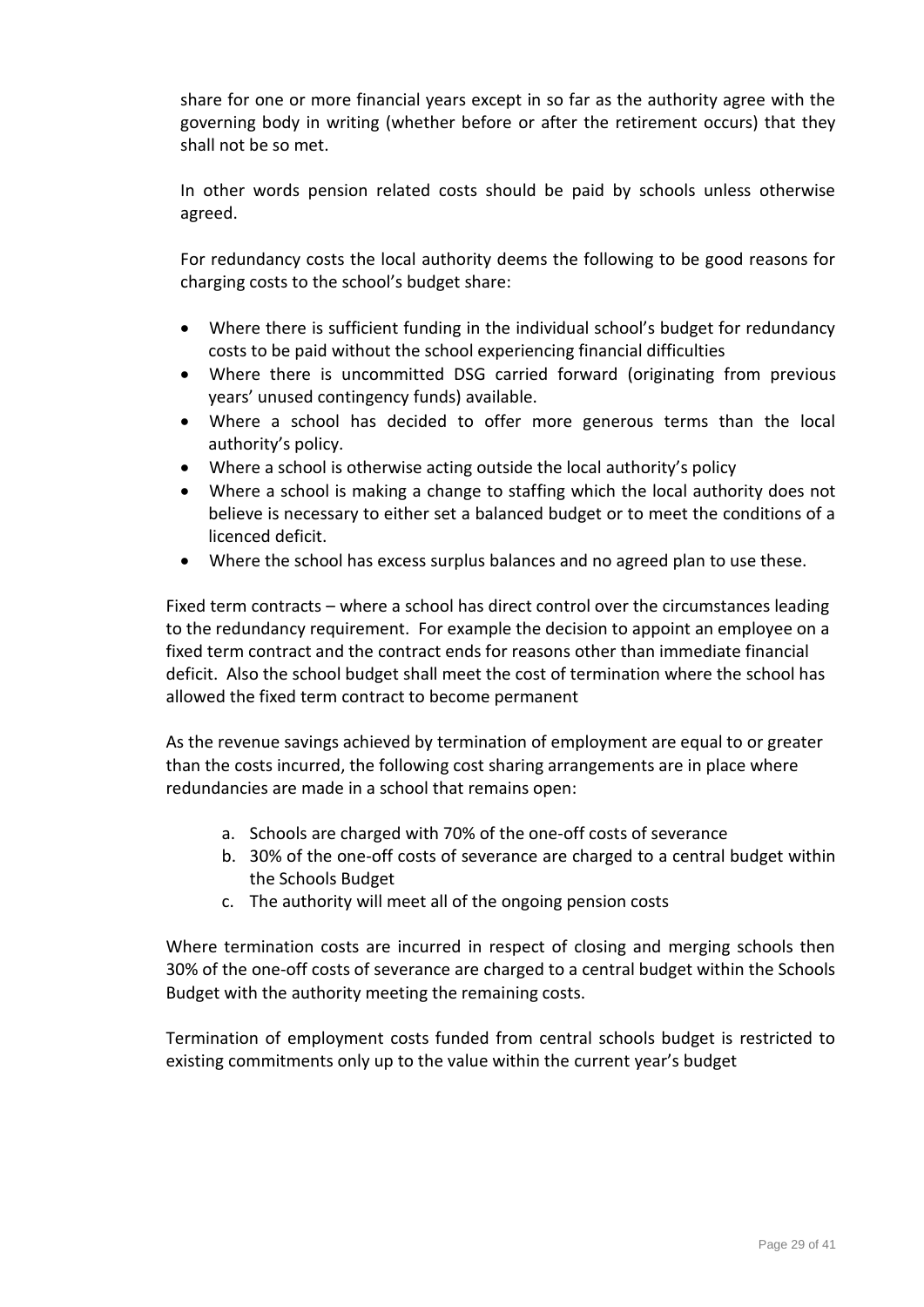share for one or more financial years except in so far as the authority agree with the governing body in writing (whether before or after the retirement occurs) that they shall not be so met.

In other words pension related costs should be paid by schools unless otherwise agreed.

For redundancy costs the local authority deems the following to be good reasons for charging costs to the school's budget share:

- Where there is sufficient funding in the individual school's budget for redundancy costs to be paid without the school experiencing financial difficulties
- Where there is uncommitted DSG carried forward (originating from previous years' unused contingency funds) available.
- Where a school has decided to offer more generous terms than the local authority's policy.
- Where a school is otherwise acting outside the local authority's policy
- Where a school is making a change to staffing which the local authority does not believe is necessary to either set a balanced budget or to meet the conditions of a licenced deficit.
- Where the school has excess surplus balances and no agreed plan to use these.

Fixed term contracts – where a school has direct control over the circumstances leading to the redundancy requirement. For example the decision to appoint an employee on a fixed term contract and the contract ends for reasons other than immediate financial deficit. Also the school budget shall meet the cost of termination where the school has allowed the fixed term contract to become permanent

As the revenue savings achieved by termination of employment are equal to or greater than the costs incurred, the following cost sharing arrangements are in place where redundancies are made in a school that remains open:

a. Schools are charged with 70% of the one-off costs of severance
b. 30% of the one-off costs of severance are charged to a central budget within the Schools Budget
c. The authority will meet all of the ongoing pension costs

Where termination costs are incurred in respect of closing and merging schools then 30% of the one-off costs of severance are charged to a central budget within the Schools Budget with the authority meeting the remaining costs.

Termination of employment costs funded from central schools budget is restricted to existing commitments only up to the value within the current year's budget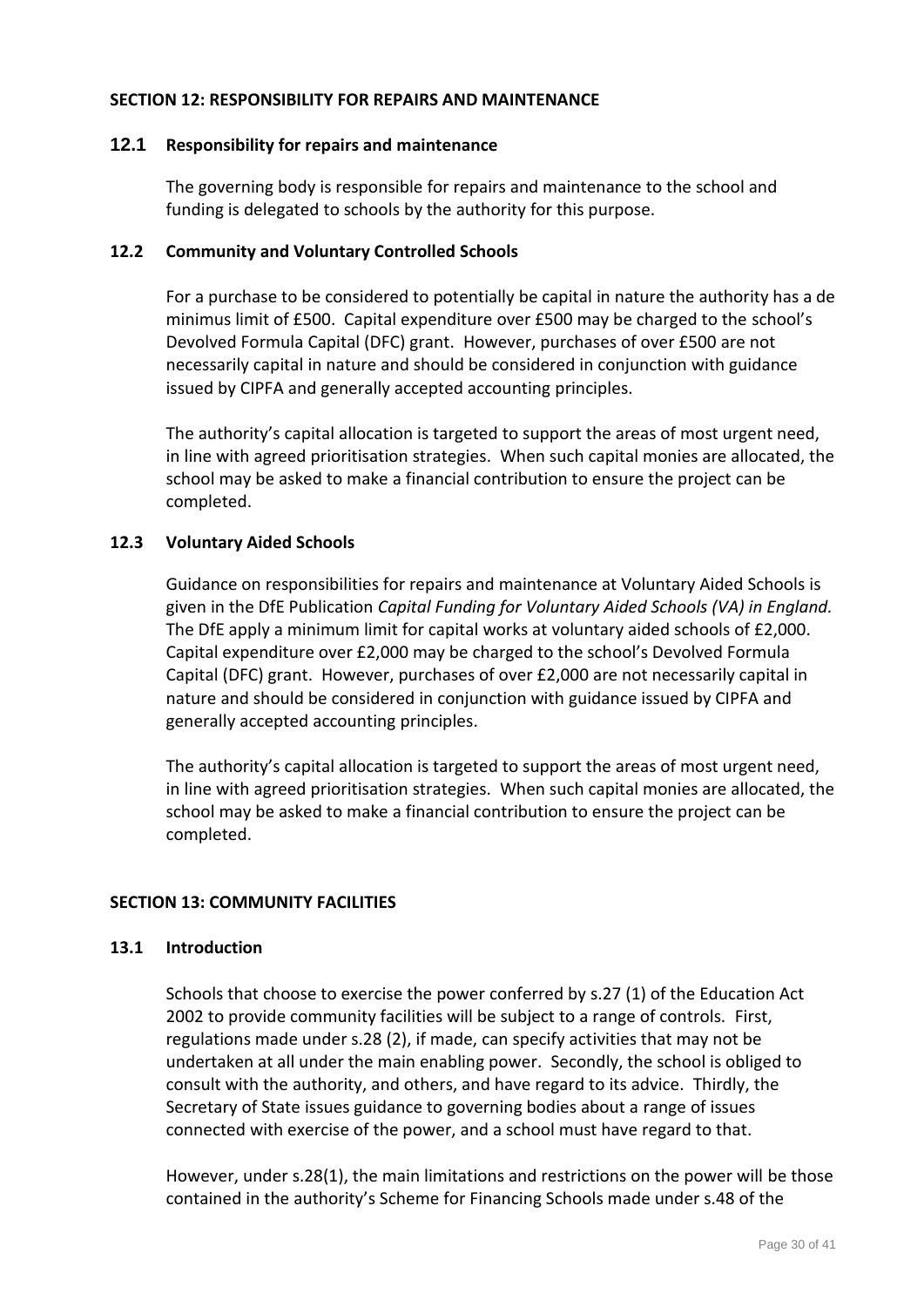## SECTION 12: RESPONSIBILITY FOR REPAIRS AND MAINTENANCE

### 12.1 Responsibility for repairs and maintenance

The governing body is responsible for repairs and maintenance to the school and funding is delegated to schools by the authority for this purpose.

### 12.2 Community and Voluntary Controlled Schools

For a purchase to be considered to potentially be capital in nature the authority has a de minimus limit of £500. Capital expenditure over £500 may be charged to the school's Devolved Formula Capital (DFC) grant. However, purchases of over £500 are not necessarily capital in nature and should be considered in conjunction with guidance issued by CIPFA and generally accepted accounting principles.

The authority's capital allocation is targeted to support the areas of most urgent need, in line with agreed prioritisation strategies. When such capital monies are allocated, the school may be asked to make a financial contribution to ensure the project can be completed.

### 12.3 Voluntary Aided Schools

Guidance on responsibilities for repairs and maintenance at Voluntary Aided Schools is given in the DfE Publication *Capital Funding for Voluntary Aided Schools (VA) in England.* The DfE apply a minimum limit for capital works at voluntary aided schools of £2,000. Capital expenditure over £2,000 may be charged to the school's Devolved Formula Capital (DFC) grant. However, purchases of over £2,000 are not necessarily capital in nature and should be considered in conjunction with guidance issued by CIPFA and generally accepted accounting principles.

The authority's capital allocation is targeted to support the areas of most urgent need, in line with agreed prioritisation strategies. When such capital monies are allocated, the school may be asked to make a financial contribution to ensure the project can be completed.

## SECTION 13: COMMUNITY FACILITIES

### 13.1 Introduction

Schools that choose to exercise the power conferred by s.27 (1) of the Education Act 2002 to provide community facilities will be subject to a range of controls. First, regulations made under s.28 (2), if made, can specify activities that may not be undertaken at all under the main enabling power. Secondly, the school is obliged to consult with the authority, and others, and have regard to its advice. Thirdly, the Secretary of State issues guidance to governing bodies about a range of issues connected with exercise of the power, and a school must have regard to that.

However, under s.28(1), the main limitations and restrictions on the power will be those contained in the authority's Scheme for Financing Schools made under s.48 of the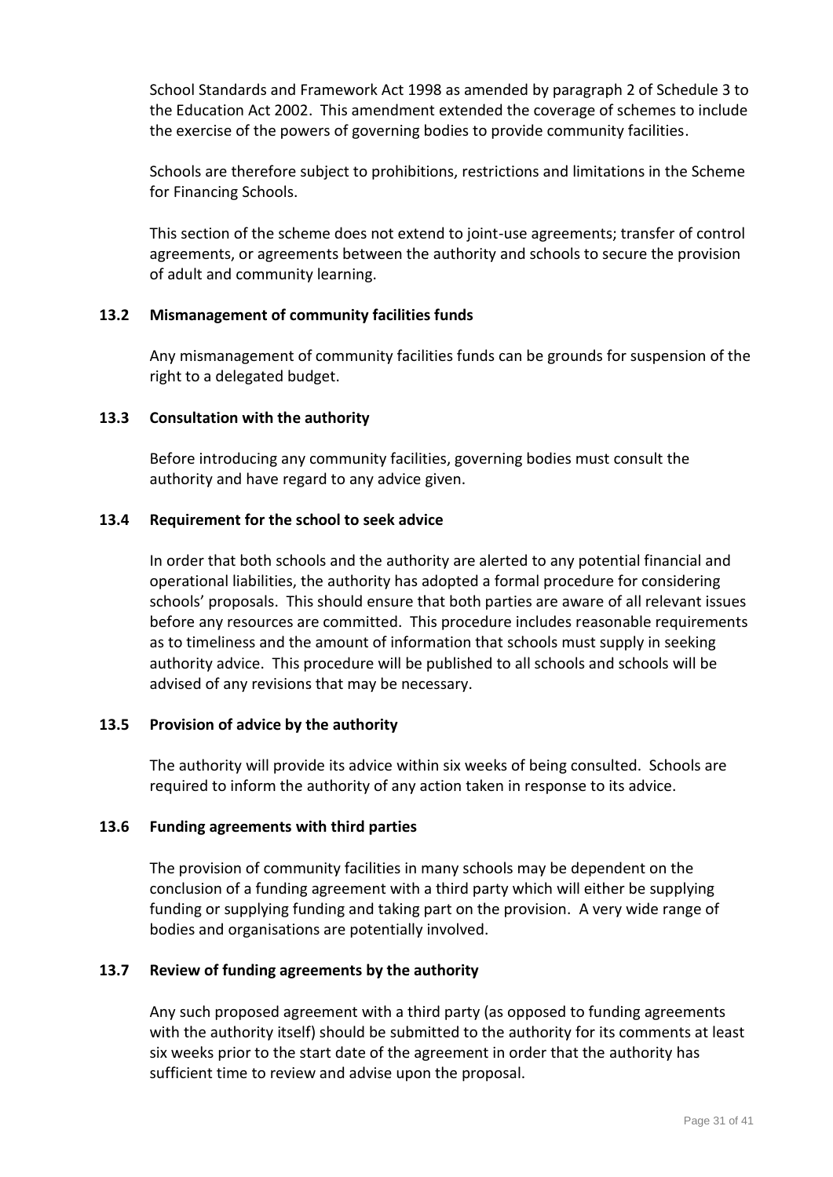School Standards and Framework Act 1998 as amended by paragraph 2 of Schedule 3 to the Education Act 2002. This amendment extended the coverage of schemes to include the exercise of the powers of governing bodies to provide community facilities.

Schools are therefore subject to prohibitions, restrictions and limitations in the Scheme for Financing Schools.

This section of the scheme does not extend to joint-use agreements; transfer of control agreements, or agreements between the authority and schools to secure the provision of adult and community learning.

### 13.2 Mismanagement of community facilities funds

Any mismanagement of community facilities funds can be grounds for suspension of the right to a delegated budget.

### 13.3 Consultation with the authority

Before introducing any community facilities, governing bodies must consult the authority and have regard to any advice given.

### 13.4 Requirement for the school to seek advice

In order that both schools and the authority are alerted to any potential financial and operational liabilities, the authority has adopted a formal procedure for considering schools' proposals. This should ensure that both parties are aware of all relevant issues before any resources are committed. This procedure includes reasonable requirements as to timeliness and the amount of information that schools must supply in seeking authority advice. This procedure will be published to all schools and schools will be advised of any revisions that may be necessary.

### 13.5 Provision of advice by the authority

The authority will provide its advice within six weeks of being consulted. Schools are required to inform the authority of any action taken in response to its advice.

### 13.6 Funding agreements with third parties

The provision of community facilities in many schools may be dependent on the conclusion of a funding agreement with a third party which will either be supplying funding or supplying funding and taking part on the provision. A very wide range of bodies and organisations are potentially involved.

### 13.7 Review of funding agreements by the authority

Any such proposed agreement with a third party (as opposed to funding agreements with the authority itself) should be submitted to the authority for its comments at least six weeks prior to the start date of the agreement in order that the authority has sufficient time to review and advise upon the proposal.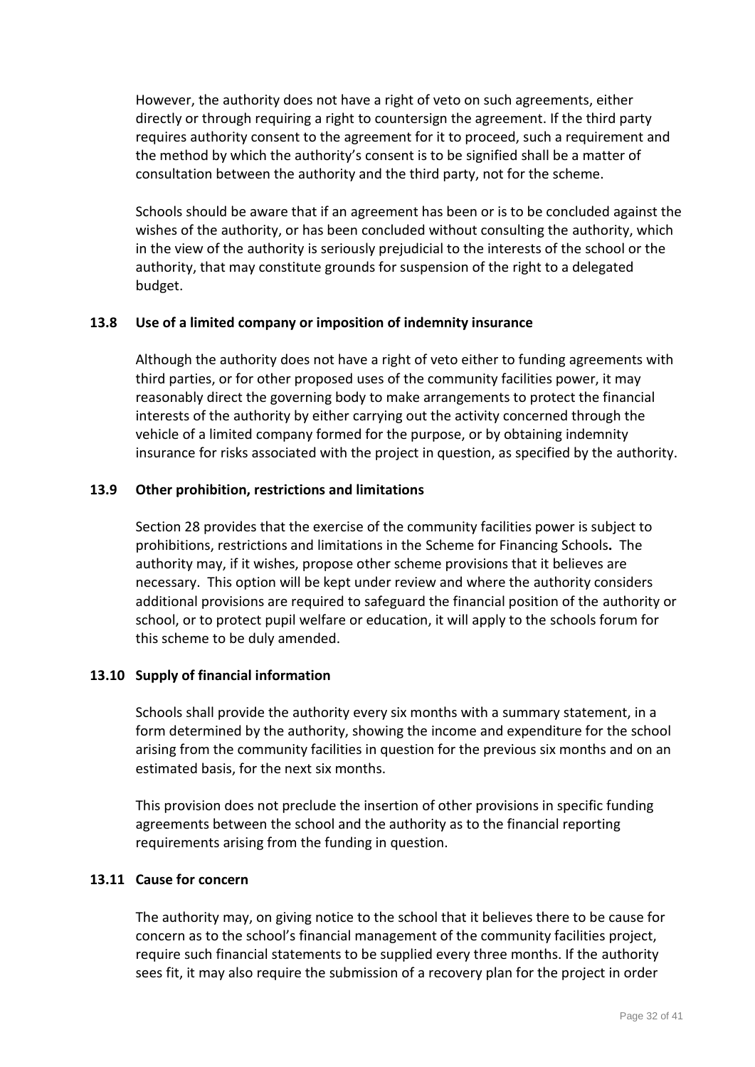However, the authority does not have a right of veto on such agreements, either directly or through requiring a right to countersign the agreement. If the third party requires authority consent to the agreement for it to proceed, such a requirement and the method by which the authority's consent is to be signified shall be a matter of consultation between the authority and the third party, not for the scheme.

Schools should be aware that if an agreement has been or is to be concluded against the wishes of the authority, or has been concluded without consulting the authority, which in the view of the authority is seriously prejudicial to the interests of the school or the authority, that may constitute grounds for suspension of the right to a delegated budget.

### 13.8 Use of a limited company or imposition of indemnity insurance

Although the authority does not have a right of veto either to funding agreements with third parties, or for other proposed uses of the community facilities power, it may reasonably direct the governing body to make arrangements to protect the financial interests of the authority by either carrying out the activity concerned through the vehicle of a limited company formed for the purpose, or by obtaining indemnity insurance for risks associated with the project in question, as specified by the authority.

### 13.9 Other prohibition, restrictions and limitations

Section 28 provides that the exercise of the community facilities power is subject to prohibitions, restrictions and limitations in the Scheme for Financing Schools**.** The authority may, if it wishes, propose other scheme provisions that it believes are necessary. This option will be kept under review and where the authority considers additional provisions are required to safeguard the financial position of the authority or school, or to protect pupil welfare or education, it will apply to the schools forum for this scheme to be duly amended.

### 13.10 Supply of financial information

Schools shall provide the authority every six months with a summary statement, in a form determined by the authority, showing the income and expenditure for the school arising from the community facilities in question for the previous six months and on an estimated basis, for the next six months.

This provision does not preclude the insertion of other provisions in specific funding agreements between the school and the authority as to the financial reporting requirements arising from the funding in question.

### 13.11 Cause for concern

The authority may, on giving notice to the school that it believes there to be cause for concern as to the school's financial management of the community facilities project, require such financial statements to be supplied every three months. If the authority sees fit, it may also require the submission of a recovery plan for the project in order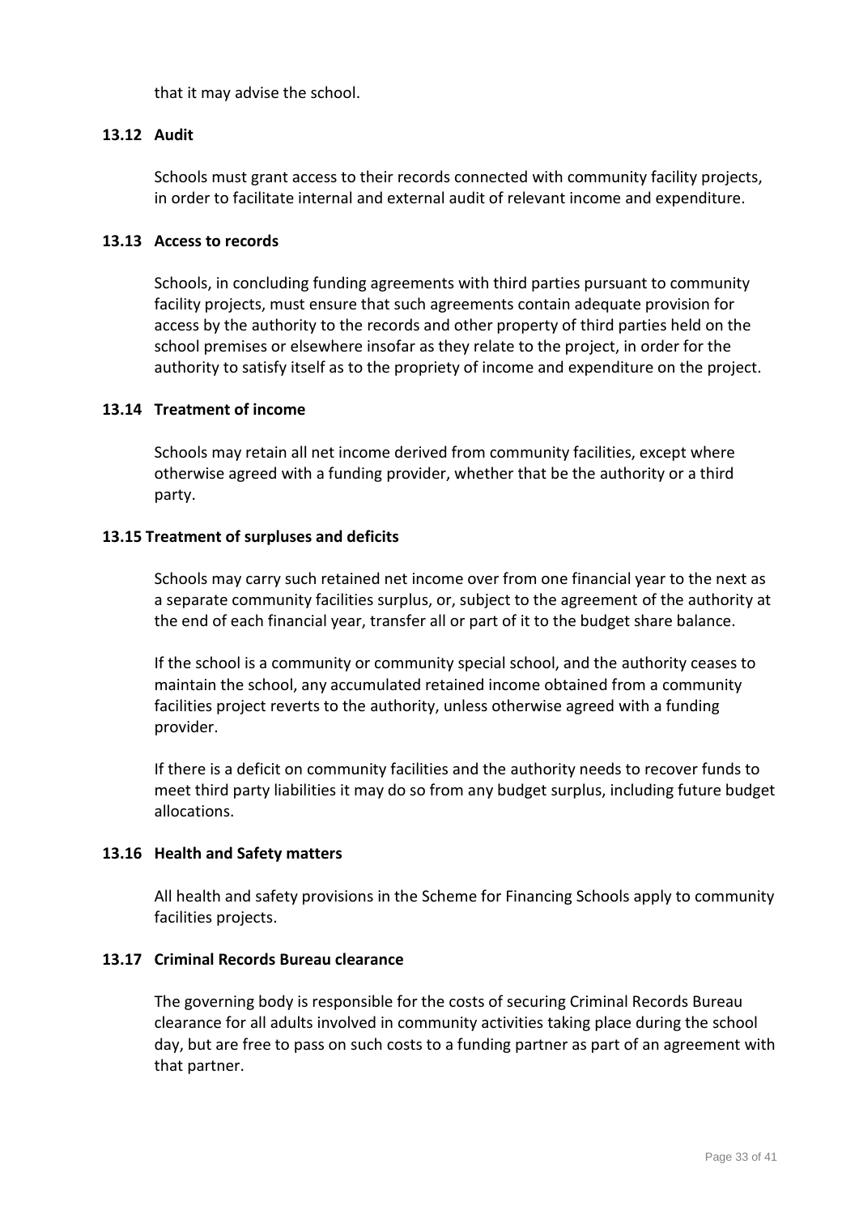that it may advise the school.

### 13.12 Audit

Schools must grant access to their records connected with community facility projects, in order to facilitate internal and external audit of relevant income and expenditure.

### 13.13 Access to records

Schools, in concluding funding agreements with third parties pursuant to community facility projects, must ensure that such agreements contain adequate provision for access by the authority to the records and other property of third parties held on the school premises or elsewhere insofar as they relate to the project, in order for the authority to satisfy itself as to the propriety of income and expenditure on the project.

### 13.14 Treatment of income

Schools may retain all net income derived from community facilities, except where otherwise agreed with a funding provider, whether that be the authority or a third party.

### 13.15 Treatment of surpluses and deficits

Schools may carry such retained net income over from one financial year to the next as a separate community facilities surplus, or, subject to the agreement of the authority at the end of each financial year, transfer all or part of it to the budget share balance.

If the school is a community or community special school, and the authority ceases to maintain the school, any accumulated retained income obtained from a community facilities project reverts to the authority, unless otherwise agreed with a funding provider.

If there is a deficit on community facilities and the authority needs to recover funds to meet third party liabilities it may do so from any budget surplus, including future budget allocations.

### 13.16 Health and Safety matters

All health and safety provisions in the Scheme for Financing Schools apply to community facilities projects.

### 13.17 Criminal Records Bureau clearance

The governing body is responsible for the costs of securing Criminal Records Bureau clearance for all adults involved in community activities taking place during the school day, but are free to pass on such costs to a funding partner as part of an agreement with that partner.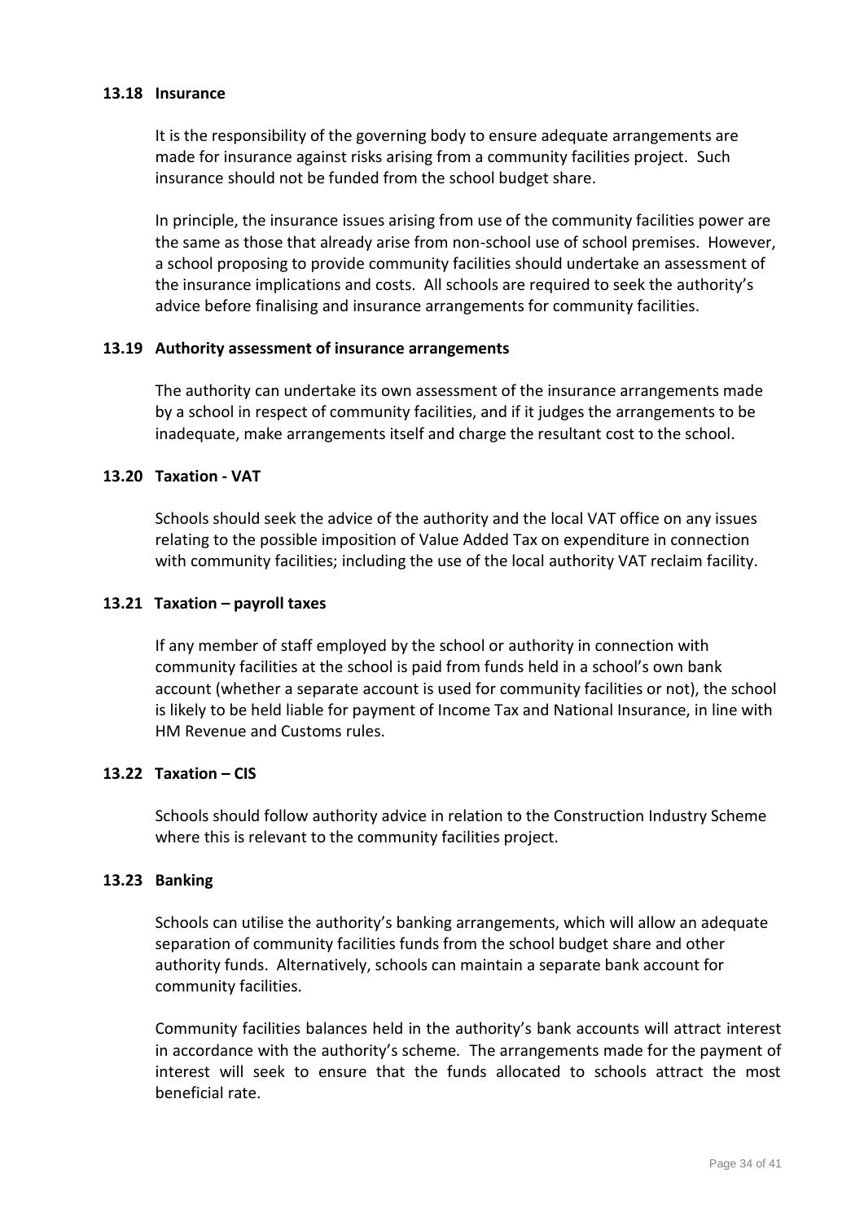### 13.18 Insurance

It is the responsibility of the governing body to ensure adequate arrangements are made for insurance against risks arising from a community facilities project. Such insurance should not be funded from the school budget share.

In principle, the insurance issues arising from use of the community facilities power are the same as those that already arise from non-school use of school premises. However, a school proposing to provide community facilities should undertake an assessment of the insurance implications and costs. All schools are required to seek the authority's advice before finalising and insurance arrangements for community facilities.

### 13.19 Authority assessment of insurance arrangements

The authority can undertake its own assessment of the insurance arrangements made by a school in respect of community facilities, and if it judges the arrangements to be inadequate, make arrangements itself and charge the resultant cost to the school.

### 13.20 Taxation - VAT

Schools should seek the advice of the authority and the local VAT office on any issues relating to the possible imposition of Value Added Tax on expenditure in connection with community facilities; including the use of the local authority VAT reclaim facility.

### 13.21 Taxation – payroll taxes

If any member of staff employed by the school or authority in connection with community facilities at the school is paid from funds held in a school's own bank account (whether a separate account is used for community facilities or not), the school is likely to be held liable for payment of Income Tax and National Insurance, in line with HM Revenue and Customs rules.

### 13.22 Taxation – CIS

Schools should follow authority advice in relation to the Construction Industry Scheme where this is relevant to the community facilities project.

### 13.23 Banking

Schools can utilise the authority's banking arrangements, which will allow an adequate separation of community facilities funds from the school budget share and other authority funds. Alternatively, schools can maintain a separate bank account for community facilities.

Community facilities balances held in the authority's bank accounts will attract interest in accordance with the authority's scheme. The arrangements made for the payment of interest will seek to ensure that the funds allocated to schools attract the most beneficial rate.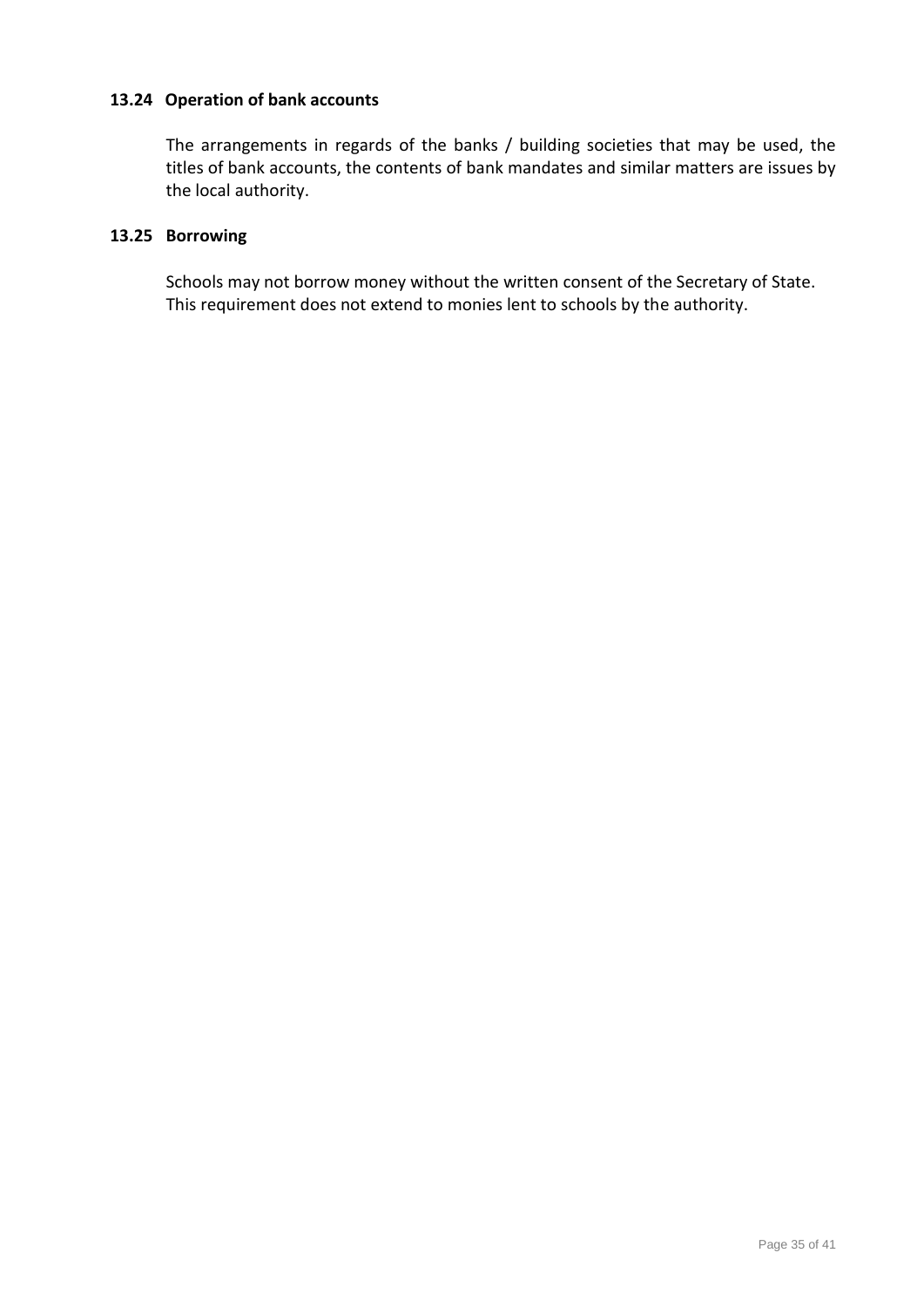### 13.24 Operation of bank accounts

The arrangements in regards of the banks / building societies that may be used, the titles of bank accounts, the contents of bank mandates and similar matters are issues by the local authority.

### 13.25 Borrowing

Schools may not borrow money without the written consent of the Secretary of State. This requirement does not extend to monies lent to schools by the authority.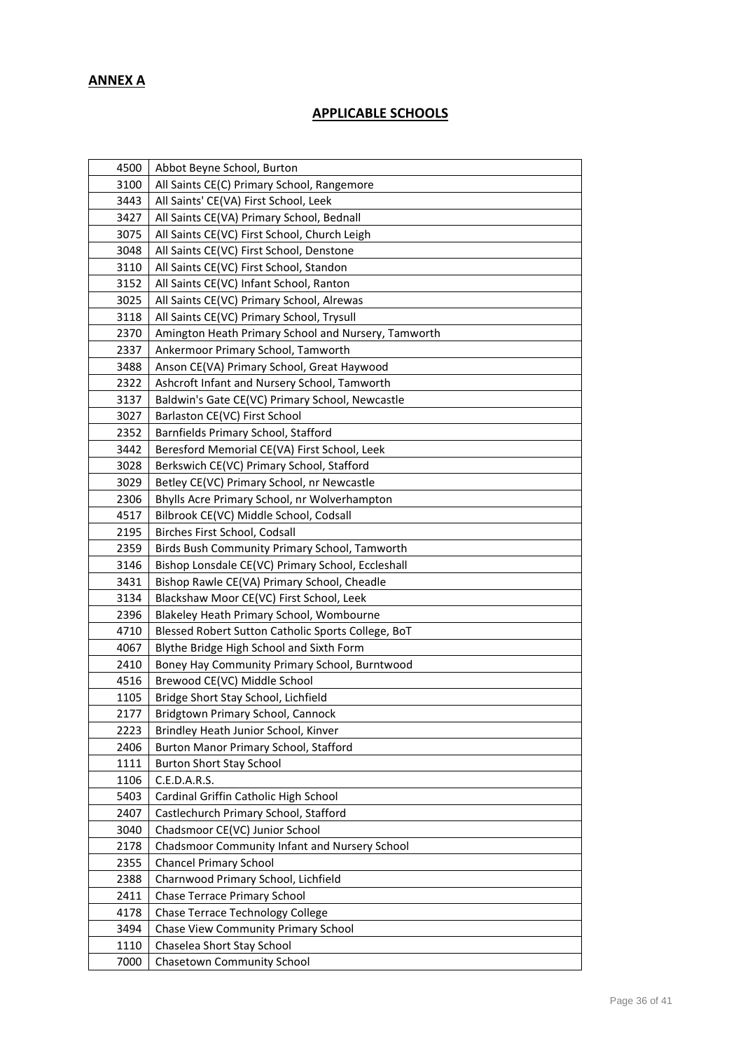**ANNEX A**

**APPLICABLE SCHOOLS**

| | |
|---|---|
| 4500 | Abbot Beyne School, Burton |
| 3100 | All Saints CE(C) Primary School, Rangemore |
| 3443 | All Saints' CE(VA) First School, Leek |
| 3427 | All Saints CE(VA) Primary School, Bednall |
| 3075 | All Saints CE(VC) First School, Church Leigh |
| 3048 | All Saints CE(VC) First School, Denstone |
| 3110 | All Saints CE(VC) First School, Standon |
| 3152 | All Saints CE(VC) Infant School, Ranton |
| 3025 | All Saints CE(VC) Primary School, Alrewas |
| 3118 | All Saints CE(VC) Primary School, Trysull |
| 2370 | Amington Heath Primary School and Nursery, Tamworth |
| 2337 | Ankermoor Primary School, Tamworth |
| 3488 | Anson CE(VA) Primary School, Great Haywood |
| 2322 | Ashcroft Infant and Nursery School, Tamworth |
| 3137 | Baldwin's Gate CE(VC) Primary School, Newcastle |
| 3027 | Barlaston CE(VC) First School |
| 2352 | Barnfields Primary School, Stafford |
| 3442 | Beresford Memorial CE(VA) First School, Leek |
| 3028 | Berkswich CE(VC) Primary School, Stafford |
| 3029 | Betley CE(VC) Primary School, nr Newcastle |
| 2306 | Bhylls Acre Primary School, nr Wolverhampton |
| 4517 | Bilbrook CE(VC) Middle School, Codsall |
| 2195 | Birches First School, Codsall |
| 2359 | Birds Bush Community Primary School, Tamworth |
| 3146 | Bishop Lonsdale CE(VC) Primary School, Eccleshall |
| 3431 | Bishop Rawle CE(VA) Primary School, Cheadle |
| 3134 | Blackshaw Moor CE(VC) First School, Leek |
| 2396 | Blakeley Heath Primary School, Wombourne |
| 4710 | Blessed Robert Sutton Catholic Sports College, BoT |
| 4067 | Blythe Bridge High School and Sixth Form |
| 2410 | Boney Hay Community Primary School, Burntwood |
| 4516 | Brewood CE(VC) Middle School |
| 1105 | Bridge Short Stay School, Lichfield |
| 2177 | Bridgtown Primary School, Cannock |
| 2223 | Brindley Heath Junior School, Kinver |
| 2406 | Burton Manor Primary School, Stafford |
| 1111 | Burton Short Stay School |
| 1106 | C.E.D.A.R.S. |
| 5403 | Cardinal Griffin Catholic High School |
| 2407 | Castlechurch Primary School, Stafford |
| 3040 | Chadsmoor CE(VC) Junior School |
| 2178 | Chadsmoor Community Infant and Nursery School |
| 2355 | Chancel Primary School |
| 2388 | Charnwood Primary School, Lichfield |
| 2411 | Chase Terrace Primary School |
| 4178 | Chase Terrace Technology College |
| 3494 | Chase View Community Primary School |
| 1110 | Chaselea Short Stay School |
| 7000 | Chasetown Community School |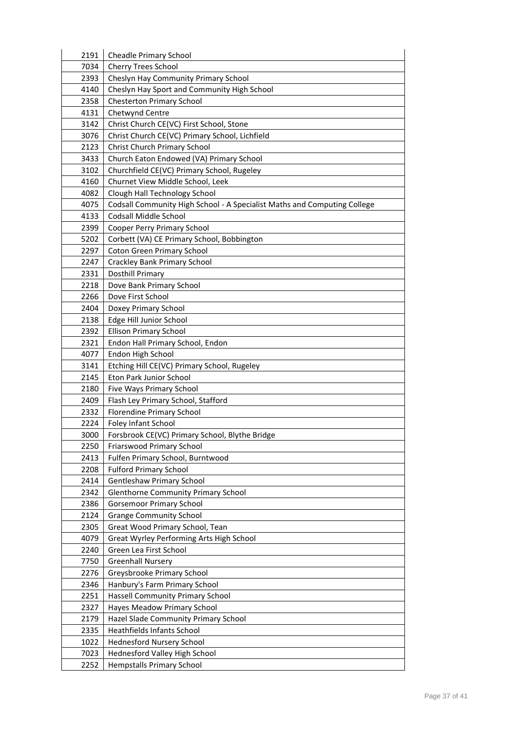| | |
|---|---|
| 2191 | Cheadle Primary School |
| 7034 | Cherry Trees School |
| 2393 | Cheslyn Hay Community Primary School |
| 4140 | Cheslyn Hay Sport and Community High School |
| 2358 | Chesterton Primary School |
| 4131 | Chetwynd Centre |
| 3142 | Christ Church CE(VC) First School, Stone |
| 3076 | Christ Church CE(VC) Primary School, Lichfield |
| 2123 | Christ Church Primary School |
| 3433 | Church Eaton Endowed (VA) Primary School |
| 3102 | Churchfield CE(VC) Primary School, Rugeley |
| 4160 | Churnet View Middle School, Leek |
| 4082 | Clough Hall Technology School |
| 4075 | Codsall Community High School - A Specialist Maths and Computing College |
| 4133 | Codsall Middle School |
| 2399 | Cooper Perry Primary School |
| 5202 | Corbett (VA) CE Primary School, Bobbington |
| 2297 | Coton Green Primary School |
| 2247 | Crackley Bank Primary School |
| 2331 | Dosthill Primary |
| 2218 | Dove Bank Primary School |
| 2266 | Dove First School |
| 2404 | Doxey Primary School |
| 2138 | Edge Hill Junior School |
| 2392 | Ellison Primary School |
| 2321 | Endon Hall Primary School, Endon |
| 4077 | Endon High School |
| 3141 | Etching Hill CE(VC) Primary School, Rugeley |
| 2145 | Eton Park Junior School |
| 2180 | Five Ways Primary School |
| 2409 | Flash Ley Primary School, Stafford |
| 2332 | Florendine Primary School |
| 2224 | Foley Infant School |
| 3000 | Forsbrook CE(VC) Primary School, Blythe Bridge |
| 2250 | Friarswood Primary School |
| 2413 | Fulfen Primary School, Burntwood |
| 2208 | Fulford Primary School |
| 2414 | Gentleshaw Primary School |
| 2342 | Glenthorne Community Primary School |
| 2386 | Gorsemoor Primary School |
| 2124 | Grange Community School |
| 2305 | Great Wood Primary School, Tean |
| 4079 | Great Wyrley Performing Arts High School |
| 2240 | Green Lea First School |
| 7750 | Greenhall Nursery |
| 2276 | Greysbrooke Primary School |
| 2346 | Hanbury's Farm Primary School |
| 2251 | Hassell Community Primary School |
| 2327 | Hayes Meadow Primary School |
| 2179 | Hazel Slade Community Primary School |
| 2335 | Heathfields Infants School |
| 1022 | Hednesford Nursery School |
| 7023 | Hednesford Valley High School |
| 2252 | Hempstalls Primary School |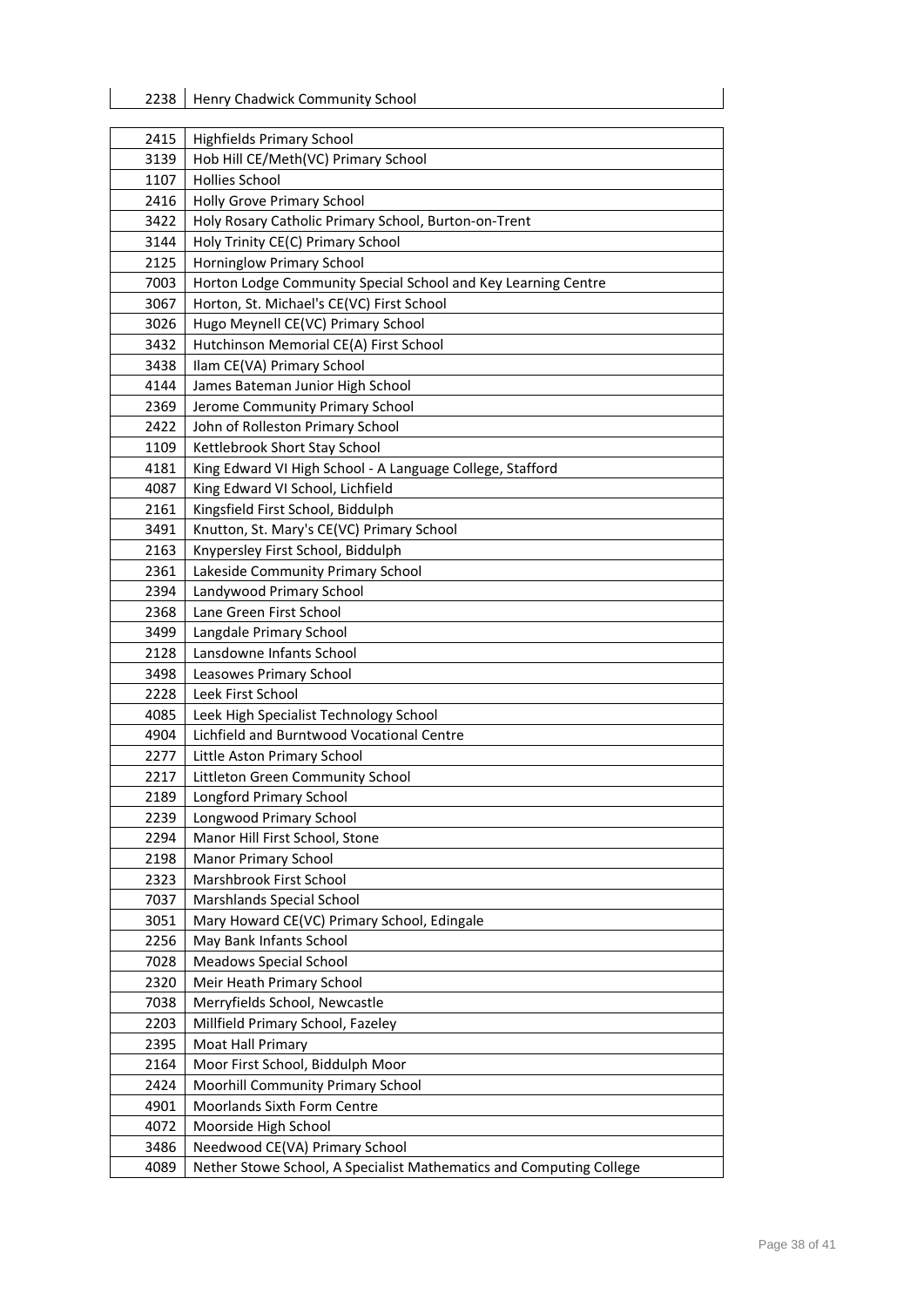| 2238 | Henry Chadwick Community School |
|---|---|

| 2415 | Highfields Primary School |
|---|---|
| 3139 | Hob Hill CE/Meth(VC) Primary School |
| 1107 | Hollies School |
| 2416 | Holly Grove Primary School |
| 3422 | Holy Rosary Catholic Primary School, Burton-on-Trent |
| 3144 | Holy Trinity CE(C) Primary School |
| 2125 | Horninglow Primary School |
| 7003 | Horton Lodge Community Special School and Key Learning Centre |
| 3067 | Horton, St. Michael's CE(VC) First School |
| 3026 | Hugo Meynell CE(VC) Primary School |
| 3432 | Hutchinson Memorial CE(A) First School |
| 3438 | Ilam CE(VA) Primary School |
| 4144 | James Bateman Junior High School |
| 2369 | Jerome Community Primary School |
| 2422 | John of Rolleston Primary School |
| 1109 | Kettlebrook Short Stay School |
| 4181 | King Edward VI High School - A Language College, Stafford |
| 4087 | King Edward VI School, Lichfield |
| 2161 | Kingsfield First School, Biddulph |
| 3491 | Knutton, St. Mary's CE(VC) Primary School |
| 2163 | Knypersley First School, Biddulph |
| 2361 | Lakeside Community Primary School |
| 2394 | Landywood Primary School |
| 2368 | Lane Green First School |
| 3499 | Langdale Primary School |
| 2128 | Lansdowne Infants School |
| 3498 | Leasowes Primary School |
| 2228 | Leek First School |
| 4085 | Leek High Specialist Technology School |
| 4904 | Lichfield and Burntwood Vocational Centre |
| 2277 | Little Aston Primary School |
| 2217 | Littleton Green Community School |
| 2189 | Longford Primary School |
| 2239 | Longwood Primary School |
| 2294 | Manor Hill First School, Stone |
| 2198 | Manor Primary School |
| 2323 | Marshbrook First School |
| 7037 | Marshlands Special School |
| 3051 | Mary Howard CE(VC) Primary School, Edingale |
| 2256 | May Bank Infants School |
| 7028 | Meadows Special School |
| 2320 | Meir Heath Primary School |
| 7038 | Merryfields School, Newcastle |
| 2203 | Millfield Primary School, Fazeley |
| 2395 | Moat Hall Primary |
| 2164 | Moor First School, Biddulph Moor |
| 2424 | Moorhill Community Primary School |
| 4901 | Moorlands Sixth Form Centre |
| 4072 | Moorside High School |
| 3486 | Needwood CE(VA) Primary School |
| 4089 | Nether Stowe School, A Specialist Mathematics and Computing College |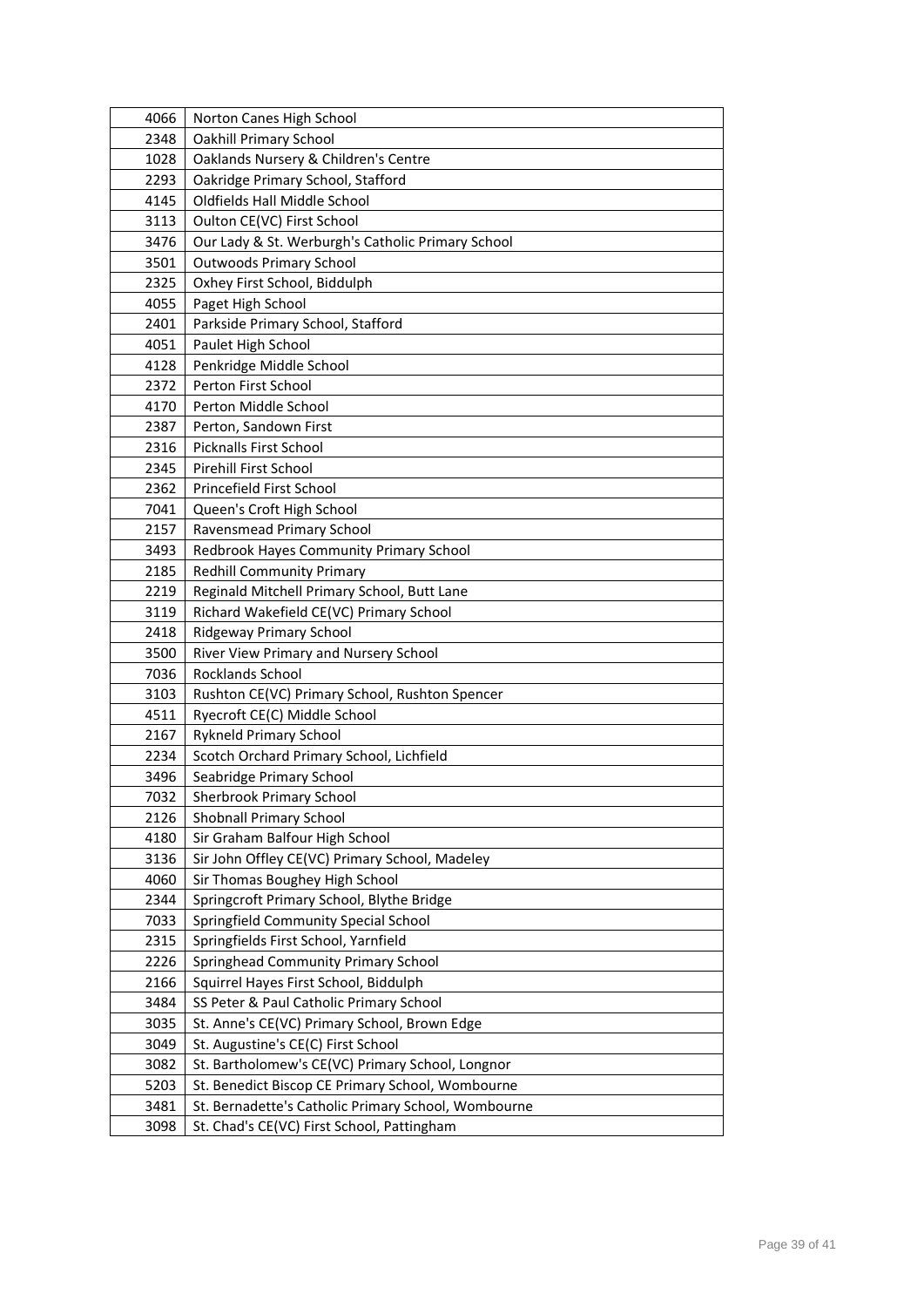| | |
|---|---|
| 4066 | Norton Canes High School |
| 2348 | Oakhill Primary School |
| 1028 | Oaklands Nursery & Children's Centre |
| 2293 | Oakridge Primary School, Stafford |
| 4145 | Oldfields Hall Middle School |
| 3113 | Oulton CE(VC) First School |
| 3476 | Our Lady & St. Werburgh's Catholic Primary School |
| 3501 | Outwoods Primary School |
| 2325 | Oxhey First School, Biddulph |
| 4055 | Paget High School |
| 2401 | Parkside Primary School, Stafford |
| 4051 | Paulet High School |
| 4128 | Penkridge Middle School |
| 2372 | Perton First School |
| 4170 | Perton Middle School |
| 2387 | Perton, Sandown First |
| 2316 | Picknalls First School |
| 2345 | Pirehill First School |
| 2362 | Princefield First School |
| 7041 | Queen's Croft High School |
| 2157 | Ravensmead Primary School |
| 3493 | Redbrook Hayes Community Primary School |
| 2185 | Redhill Community Primary |
| 2219 | Reginald Mitchell Primary School, Butt Lane |
| 3119 | Richard Wakefield CE(VC) Primary School |
| 2418 | Ridgeway Primary School |
| 3500 | River View Primary and Nursery School |
| 7036 | Rocklands School |
| 3103 | Rushton CE(VC) Primary School, Rushton Spencer |
| 4511 | Ryecroft CE(C) Middle School |
| 2167 | Rykneld Primary School |
| 2234 | Scotch Orchard Primary School, Lichfield |
| 3496 | Seabridge Primary School |
| 7032 | Sherbrook Primary School |
| 2126 | Shobnall Primary School |
| 4180 | Sir Graham Balfour High School |
| 3136 | Sir John Offley CE(VC) Primary School, Madeley |
| 4060 | Sir Thomas Boughey High School |
| 2344 | Springcroft Primary School, Blythe Bridge |
| 7033 | Springfield Community Special School |
| 2315 | Springfields First School, Yarnfield |
| 2226 | Springhead Community Primary School |
| 2166 | Squirrel Hayes First School, Biddulph |
| 3484 | SS Peter & Paul Catholic Primary School |
| 3035 | St. Anne's CE(VC) Primary School, Brown Edge |
| 3049 | St. Augustine's CE(C) First School |
| 3082 | St. Bartholomew's CE(VC) Primary School, Longnor |
| 5203 | St. Benedict Biscop CE Primary School, Wombourne |
| 3481 | St. Bernadette's Catholic Primary School, Wombourne |
| 3098 | St. Chad's CE(VC) First School, Pattingham |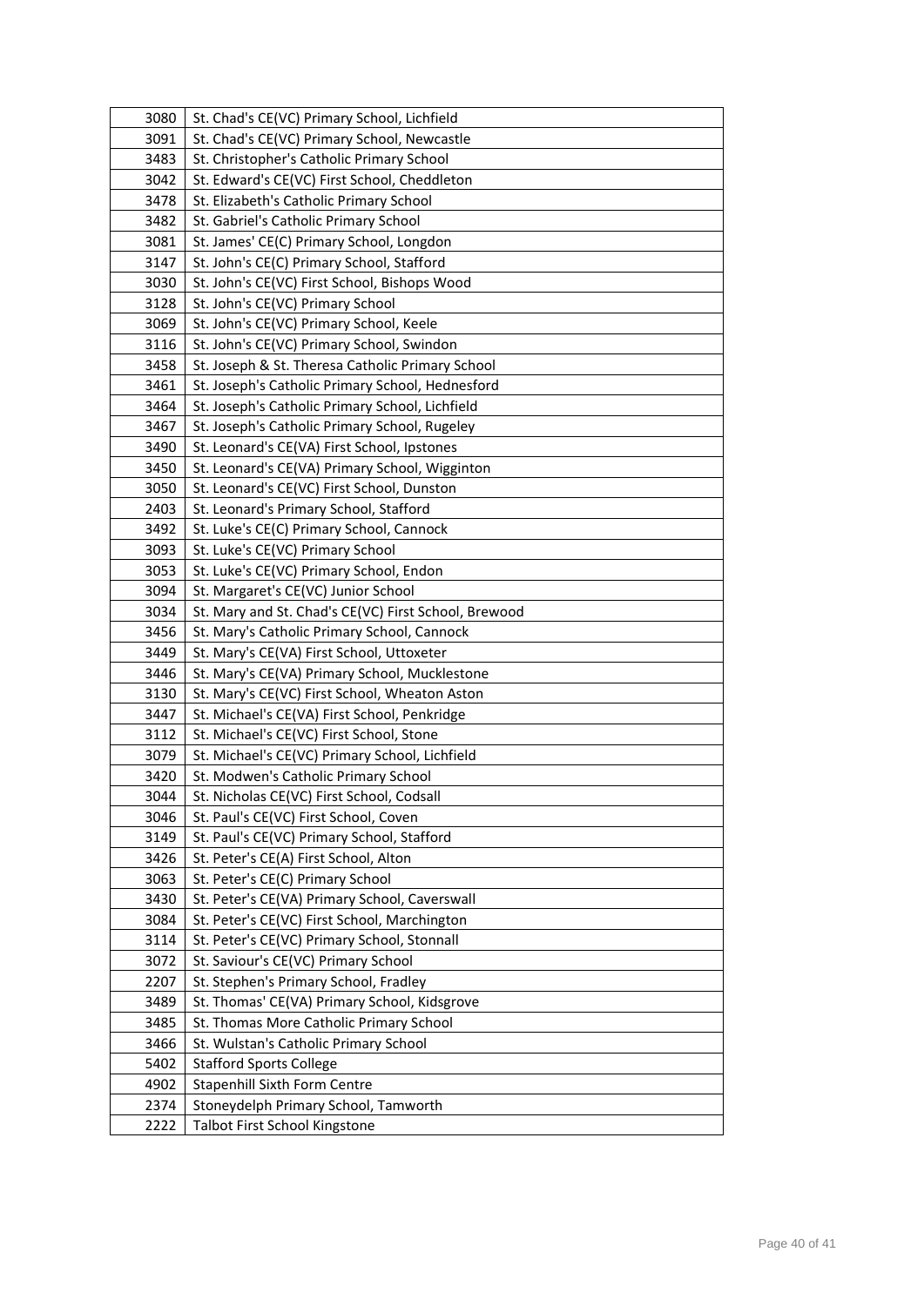| | |
|---|---|
| 3080 | St. Chad's CE(VC) Primary School, Lichfield |
| 3091 | St. Chad's CE(VC) Primary School, Newcastle |
| 3483 | St. Christopher's Catholic Primary School |
| 3042 | St. Edward's CE(VC) First School, Cheddleton |
| 3478 | St. Elizabeth's Catholic Primary School |
| 3482 | St. Gabriel's Catholic Primary School |
| 3081 | St. James' CE(C) Primary School, Longdon |
| 3147 | St. John's CE(C) Primary School, Stafford |
| 3030 | St. John's CE(VC) First School, Bishops Wood |
| 3128 | St. John's CE(VC) Primary School |
| 3069 | St. John's CE(VC) Primary School, Keele |
| 3116 | St. John's CE(VC) Primary School, Swindon |
| 3458 | St. Joseph & St. Theresa Catholic Primary School |
| 3461 | St. Joseph's Catholic Primary School, Hednesford |
| 3464 | St. Joseph's Catholic Primary School, Lichfield |
| 3467 | St. Joseph's Catholic Primary School, Rugeley |
| 3490 | St. Leonard's CE(VA) First School, Ipstones |
| 3450 | St. Leonard's CE(VA) Primary School, Wigginton |
| 3050 | St. Leonard's CE(VC) First School, Dunston |
| 2403 | St. Leonard's Primary School, Stafford |
| 3492 | St. Luke's CE(C) Primary School, Cannock |
| 3093 | St. Luke's CE(VC) Primary School |
| 3053 | St. Luke's CE(VC) Primary School, Endon |
| 3094 | St. Margaret's CE(VC) Junior School |
| 3034 | St. Mary and St. Chad's CE(VC) First School, Brewood |
| 3456 | St. Mary's Catholic Primary School, Cannock |
| 3449 | St. Mary's CE(VA) First School, Uttoxeter |
| 3446 | St. Mary's CE(VA) Primary School, Mucklestone |
| 3130 | St. Mary's CE(VC) First School, Wheaton Aston |
| 3447 | St. Michael's CE(VA) First School, Penkridge |
| 3112 | St. Michael's CE(VC) First School, Stone |
| 3079 | St. Michael's CE(VC) Primary School, Lichfield |
| 3420 | St. Modwen's Catholic Primary School |
| 3044 | St. Nicholas CE(VC) First School, Codsall |
| 3046 | St. Paul's CE(VC) First School, Coven |
| 3149 | St. Paul's CE(VC) Primary School, Stafford |
| 3426 | St. Peter's CE(A) First School, Alton |
| 3063 | St. Peter's CE(C) Primary School |
| 3430 | St. Peter's CE(VA) Primary School, Caverswall |
| 3084 | St. Peter's CE(VC) First School, Marchington |
| 3114 | St. Peter's CE(VC) Primary School, Stonnall |
| 3072 | St. Saviour's CE(VC) Primary School |
| 2207 | St. Stephen's Primary School, Fradley |
| 3489 | St. Thomas' CE(VA) Primary School, Kidsgrove |
| 3485 | St. Thomas More Catholic Primary School |
| 3466 | St. Wulstan's Catholic Primary School |
| 5402 | Stafford Sports College |
| 4902 | Stapenhill Sixth Form Centre |
| 2374 | Stoneydelph Primary School, Tamworth |
| 2222 | Talbot First School Kingstone |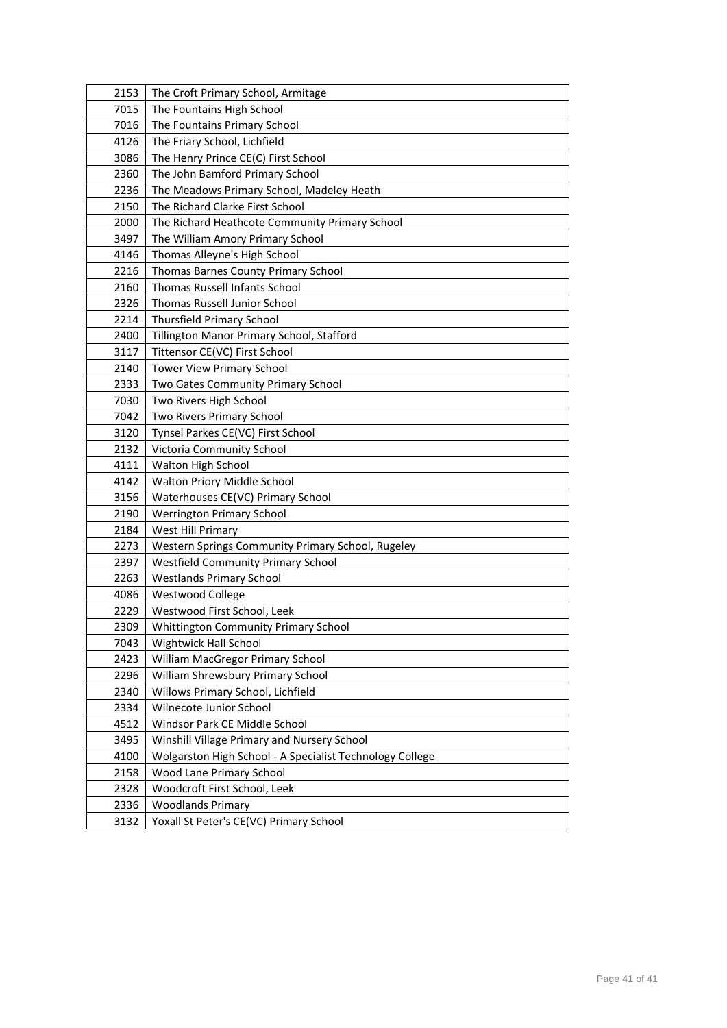| | |
|---|---|
| 2153 | The Croft Primary School, Armitage |
| 7015 | The Fountains High School |
| 7016 | The Fountains Primary School |
| 4126 | The Friary School, Lichfield |
| 3086 | The Henry Prince CE(C) First School |
| 2360 | The John Bamford Primary School |
| 2236 | The Meadows Primary School, Madeley Heath |
| 2150 | The Richard Clarke First School |
| 2000 | The Richard Heathcote Community Primary School |
| 3497 | The William Amory Primary School |
| 4146 | Thomas Alleyne's High School |
| 2216 | Thomas Barnes County Primary School |
| 2160 | Thomas Russell Infants School |
| 2326 | Thomas Russell Junior School |
| 2214 | Thursfield Primary School |
| 2400 | Tillington Manor Primary School, Stafford |
| 3117 | Tittensor CE(VC) First School |
| 2140 | Tower View Primary School |
| 2333 | Two Gates Community Primary School |
| 7030 | Two Rivers High School |
| 7042 | Two Rivers Primary School |
| 3120 | Tynsel Parkes CE(VC) First School |
| 2132 | Victoria Community School |
| 4111 | Walton High School |
| 4142 | Walton Priory Middle School |
| 3156 | Waterhouses CE(VC) Primary School |
| 2190 | Werrington Primary School |
| 2184 | West Hill Primary |
| 2273 | Western Springs Community Primary School, Rugeley |
| 2397 | Westfield Community Primary School |
| 2263 | Westlands Primary School |
| 4086 | Westwood College |
| 2229 | Westwood First School, Leek |
| 2309 | Whittington Community Primary School |
| 7043 | Wightwick Hall School |
| 2423 | William MacGregor Primary School |
| 2296 | William Shrewsbury Primary School |
| 2340 | Willows Primary School, Lichfield |
| 2334 | Wilnecote Junior School |
| 4512 | Windsor Park CE Middle School |
| 3495 | Winshill Village Primary and Nursery School |
| 4100 | Wolgarston High School - A Specialist Technology College |
| 2158 | Wood Lane Primary School |
| 2328 | Woodcroft First School, Leek |
| 2336 | Woodlands Primary |
| 3132 | Yoxall St Peter's CE(VC) Primary School |